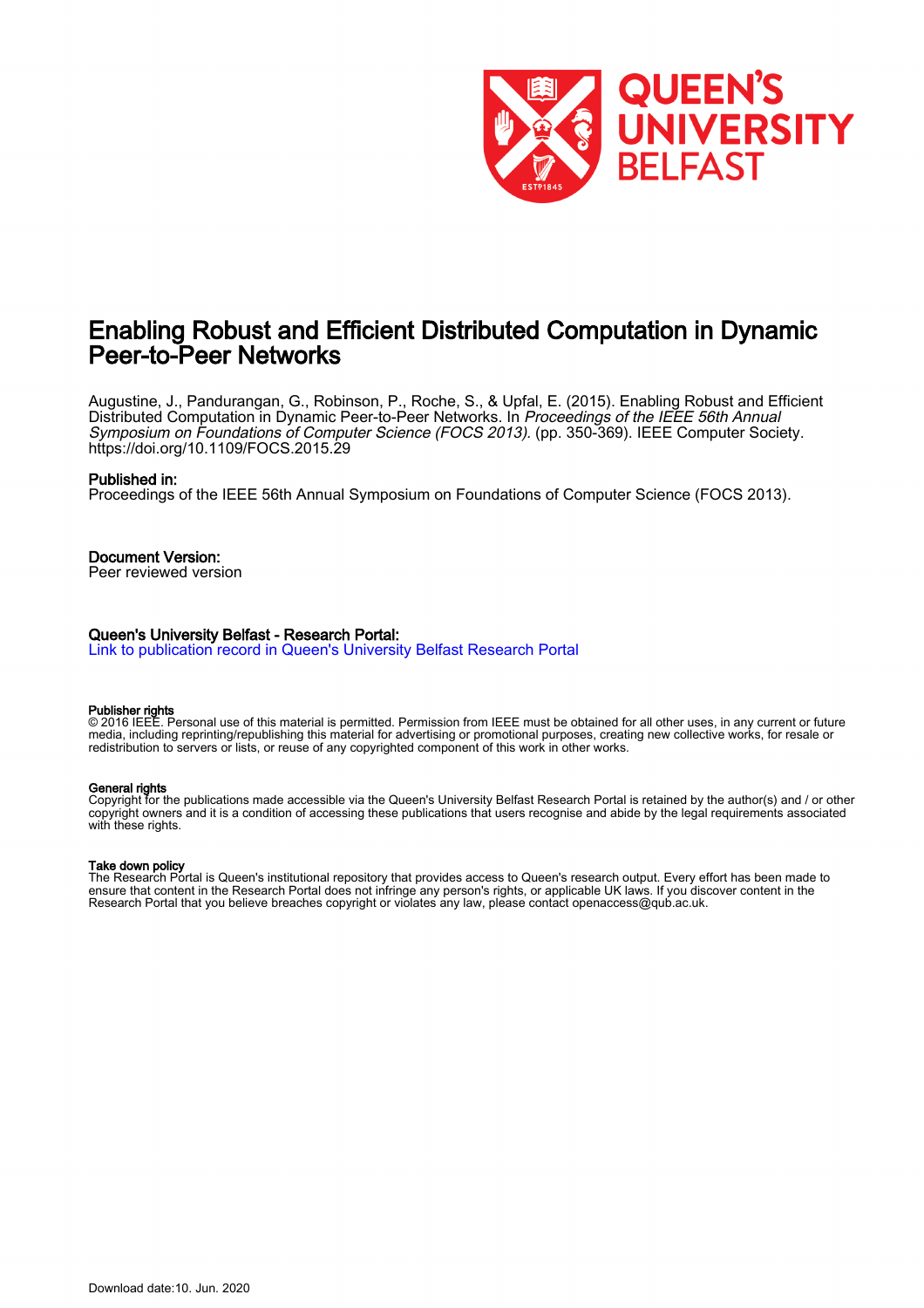# Enabling Robust and Efficient Distributed Computation in Dynamic Peer-to-Peer Networks

Augustine, J., Pandurangan, G., Robinson, P., Roche, S., & Upfal, E. (2015). Enabling Robust and Efficient Distributed Computation in Dynamic Peer-to-Peer Networks. In *Proceedings of the IEEE 56th Annual Symposium on Foundations of Computer Science (FOCS 2013).* (pp. 350-369). IEEE Computer Society. https://doi.org/10.1109/FOCS.2015.29

**Published in:**
Proceedings of the IEEE 56th Annual Symposium on Foundations of Computer Science (FOCS 2013).

**Document Version:**
Peer reviewed version

**Queen's University Belfast - Research Portal:**
Link to publication record in Queen's University Belfast Research Portal

**Publisher rights**
© 2016 IEEE. Personal use of this material is permitted. Permission from IEEE must be obtained for all other uses, in any current or future media, including reprinting/republishing this material for advertising or promotional purposes, creating new collective works, for resale or redistribution to servers or lists, or reuse of any copyrighted component of this work in other works.

**General rights**
Copyright for the publications made accessible via the Queen's University Belfast Research Portal is retained by the author(s) and / or other copyright owners and it is a condition of accessing these publications that users recognise and abide by the legal requirements associated with these rights.

**Take down policy**
The Research Portal is Queen's institutional repository that provides access to Queen's research output. Every effort has been made to ensure that content in the Research Portal does not infringe any person's rights, or applicable UK laws. If you discover content in the Research Portal that you believe breaches copyright or violates any law, please contact openaccess@qub.ac.uk.

Download date:10. Jun. 2020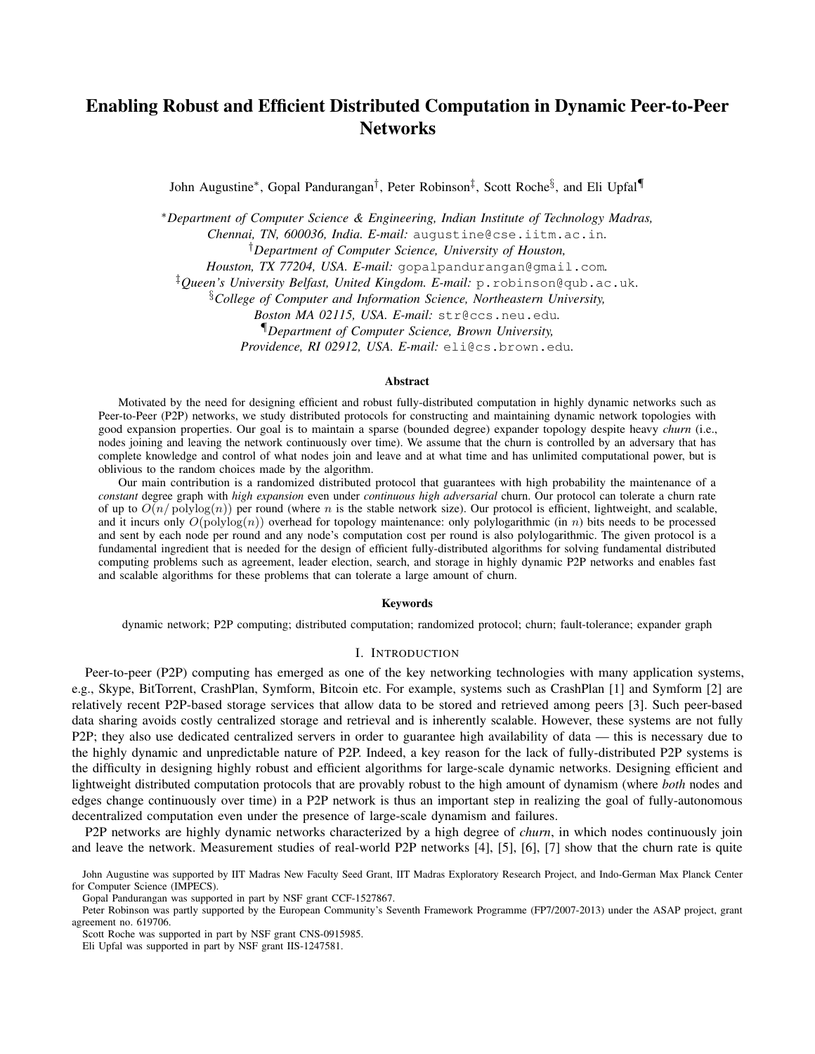# Enabling Robust and Efficient Distributed Computation in Dynamic Peer-to-Peer Networks

John Augustine[*], Gopal Pandurangan[†], Peter Robinson[‡], Scott Roche[§], and Eli Upfal[¶]

[*]*Department of Computer Science & Engineering, Indian Institute of Technology Madras, Chennai, TN, 600036, India. E-mail:* augustine@cse.iitm.ac.in.
[†]*Department of Computer Science, University of Houston, Houston, TX 77204, USA. E-mail:* gopalpandurangan@gmail.com.
[‡]*Queen's University Belfast, United Kingdom. E-mail:* p.robinson@qub.ac.uk.
[§]*College of Computer and Information Science, Northeastern University, Boston MA 02115, USA. E-mail:* str@ccs.neu.edu.
[¶]*Department of Computer Science, Brown University, Providence, RI 02912, USA. E-mail:* eli@cs.brown.edu.

### Abstract

Motivated by the need for designing efficient and robust fully-distributed computation in highly dynamic networks such as Peer-to-Peer (P2P) networks, we study distributed protocols for constructing and maintaining dynamic network topologies with good expansion properties. Our goal is to maintain a sparse (bounded degree) expander topology despite heavy *churn* (i.e., nodes joining and leaving the network continuously over time). We assume that the churn is controlled by an adversary that has complete knowledge and control of what nodes join and leave and at what time and has unlimited computational power, but is oblivious to the random choices made by the algorithm.

Our main contribution is a randomized distributed protocol that guarantees with high probability the maintenance of a *constant* degree graph with *high expansion* even under *continuous high adversarial* churn. Our protocol can tolerate a churn rate of up to $O(n/\operatorname{polylog}(n))$ per round (where $n$ is the stable network size). Our protocol is efficient, lightweight, and scalable, and it incurs only $O(\operatorname{polylog}(n))$ overhead for topology maintenance: only polylogarithmic (in $n$) bits needs to be processed and sent by each node per round and any node's computation cost per round is also polylogarithmic. The given protocol is a fundamental ingredient that is needed for the design of efficient fully-distributed algorithms for solving fundamental distributed computing problems such as agreement, leader election, search, and storage in highly dynamic P2P networks and enables fast and scalable algorithms for these problems that can tolerate a large amount of churn.

### Keywords

dynamic network; P2P computing; distributed computation; randomized protocol; churn; fault-tolerance; expander graph

## I. Introduction

Peer-to-peer (P2P) computing has emerged as one of the key networking technologies with many application systems, e.g., Skype, BitTorrent, CrashPlan, Symform, Bitcoin etc. For example, systems such as CrashPlan [1] and Symform [2] are relatively recent P2P-based storage services that allow data to be stored and retrieved among peers [3]. Such peer-based data sharing avoids costly centralized storage and retrieval and is inherently scalable. However, these systems are not fully P2P; they also use dedicated centralized servers in order to guarantee high availability of data — this is necessary due to the highly dynamic and unpredictable nature of P2P. Indeed, a key reason for the lack of fully-distributed P2P systems is the difficulty in designing highly robust and efficient algorithms for large-scale dynamic networks. Designing efficient and lightweight distributed computation protocols that are provably robust to the high amount of dynamism (where *both* nodes and edges change continuously over time) in a P2P network is thus an important step in realizing the goal of fully-autonomous decentralized computation even under the presence of large-scale dynamism and failures.

P2P networks are highly dynamic networks characterized by a high degree of *churn*, in which nodes continuously join and leave the network. Measurement studies of real-world P2P networks [4], [5], [6], [7] show that the churn rate is quite

John Augustine was supported by IIT Madras New Faculty Seed Grant, IIT Madras Exploratory Research Project, and Indo-German Max Planck Center for Computer Science (IMPECS).

Gopal Pandurangan was supported in part by NSF grant CCF-1527867.

Peter Robinson was partly supported by the European Community's Seventh Framework Programme (FP7/2007-2013) under the ASAP project, grant agreement no. 619706.

Scott Roche was supported in part by NSF grant CNS-0915985.

Eli Upfal was supported in part by NSF grant IIS-1247581.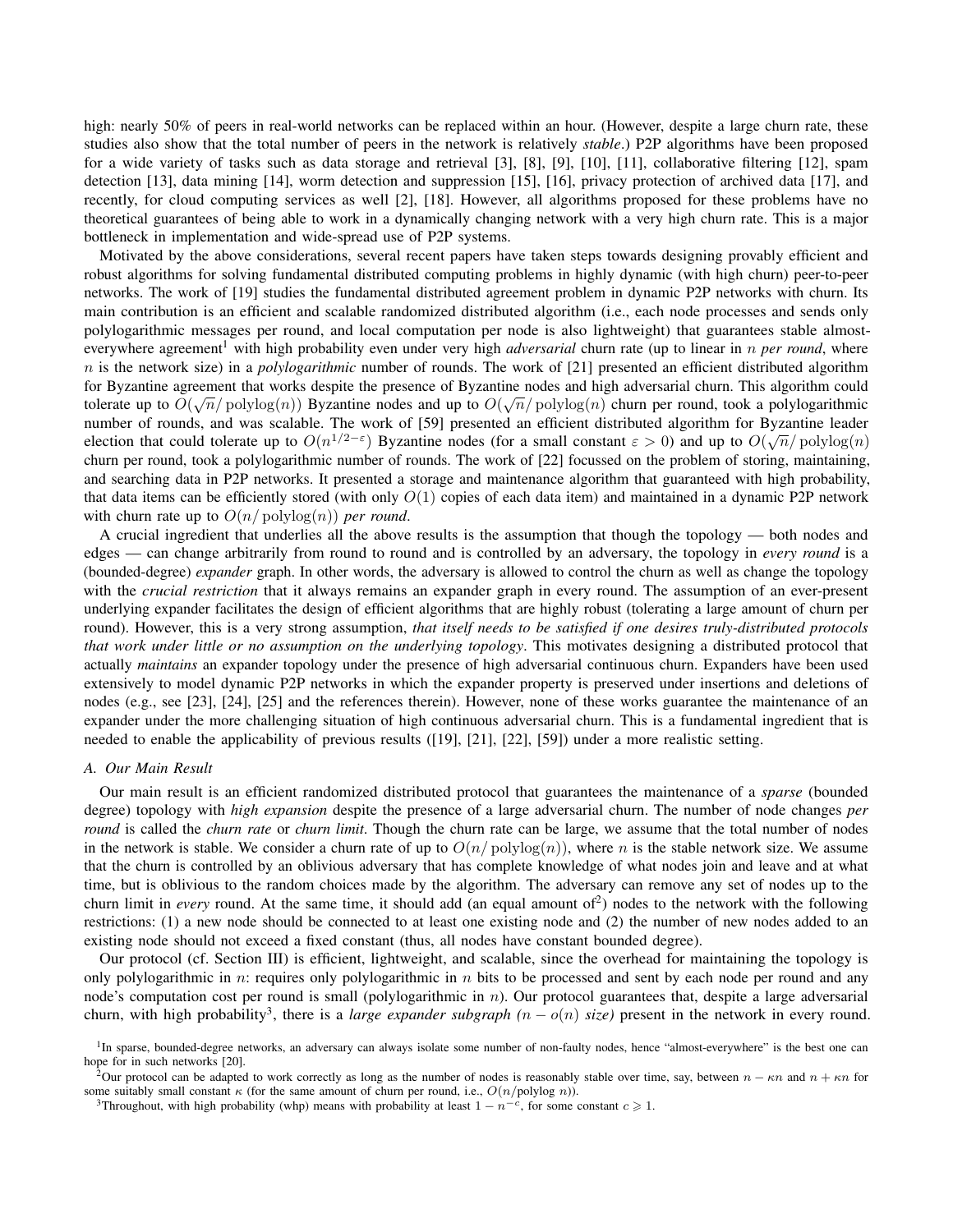high: nearly 50% of peers in real-world networks can be replaced within an hour. (However, despite a large churn rate, these studies also show that the total number of peers in the network is relatively *stable*.) P2P algorithms have been proposed for a wide variety of tasks such as data storage and retrieval [3], [8], [9], [10], [11], collaborative filtering [12], spam detection [13], data mining [14], worm detection and suppression [15], [16], privacy protection of archived data [17], and recently, for cloud computing services as well [2], [18]. However, all algorithms proposed for these problems have no theoretical guarantees of being able to work in a dynamically changing network with a very high churn rate. This is a major bottleneck in implementation and wide-spread use of P2P systems.

Motivated by the above considerations, several recent papers have taken steps towards designing provably efficient and robust algorithms for solving fundamental distributed computing problems in highly dynamic (with high churn) peer-to-peer networks. The work of [19] studies the fundamental distributed agreement problem in dynamic P2P networks with churn. Its main contribution is an efficient and scalable randomized distributed algorithm (i.e., each node processes and sends only polylogarithmic messages per round, and local computation per node is also lightweight) that guarantees stable almost-everywhere agreement[1] with high probability even under very high *adversarial* churn rate (up to linear in $n$ *per round*, where $n$ is the network size) in a *polylogarithmic* number of rounds. The work of [21] presented an efficient distributed algorithm for Byzantine agreement that works despite the presence of Byzantine nodes and high adversarial churn. This algorithm could tolerate up to $O(\sqrt{n}/\operatorname{polylog}(n))$ Byzantine nodes and up to $O(\sqrt{n}/\operatorname{polylog}(n)$ churn per round, took a polylogarithmic number of rounds, and was scalable. The work of [59] presented an efficient distributed algorithm for Byzantine leader election that could tolerate up to $O(n^{1/2-\varepsilon})$ Byzantine nodes (for a small constant $\varepsilon > 0$) and up to $O(\sqrt{n}/\operatorname{polylog}(n)$ churn per round, took a polylogarithmic number of rounds. The work of [22] focussed on the problem of storing, maintaining, and searching data in P2P networks. It presented a storage and maintenance algorithm that guaranteed with high probability, that data items can be efficiently stored (with only $O(1)$ copies of each data item) and maintained in a dynamic P2P network with churn rate up to $O(n/\operatorname{polylog}(n))$ *per round*.

A crucial ingredient that underlies all the above results is the assumption that though the topology — both nodes and edges — can change arbitrarily from round to round and is controlled by an adversary, the topology in *every round* is a (bounded-degree) *expander* graph. In other words, the adversary is allowed to control the churn as well as change the topology with the *crucial restriction* that it always remains an expander graph in every round. The assumption of an ever-present underlying expander facilitates the design of efficient algorithms that are highly robust (tolerating a large amount of churn per round). However, this is a very strong assumption, *that itself needs to be satisfied if one desires truly-distributed protocols that work under little or no assumption on the underlying topology*. This motivates designing a distributed protocol that actually *maintains* an expander topology under the presence of high adversarial continuous churn. Expanders have been used extensively to model dynamic P2P networks in which the expander property is preserved under insertions and deletions of nodes (e.g., see [23], [24], [25] and the references therein). However, none of these works guarantee the maintenance of an expander under the more challenging situation of high continuous adversarial churn. This is a fundamental ingredient that is needed to enable the applicability of previous results ([19], [21], [22], [59]) under a more realistic setting.

### A. Our Main Result

Our main result is an efficient randomized distributed protocol that guarantees the maintenance of a *sparse* (bounded degree) topology with *high expansion* despite the presence of a large adversarial churn. The number of node changes *per round* is called the *churn rate* or *churn limit*. Though the churn rate can be large, we assume that the total number of nodes in the network is stable. We consider a churn rate of up to $O(n/\operatorname{polylog}(n))$, where $n$ is the stable network size. We assume that the churn is controlled by an oblivious adversary that has complete knowledge of what nodes join and leave and at what time, but is oblivious to the random choices made by the algorithm. The adversary can remove any set of nodes up to the churn limit in *every* round. At the same time, it should add (an equal amount of[2]) nodes to the network with the following restrictions: (1) a new node should be connected to at least one existing node and (2) the number of new nodes added to an existing node should not exceed a fixed constant (thus, all nodes have constant bounded degree).

Our protocol (cf. Section III) is efficient, lightweight, and scalable, since the overhead for maintaining the topology is only polylogarithmic in $n$: requires only polylogarithmic in $n$ bits to be processed and sent by each node per round and any node's computation cost per round is small (polylogarithmic in $n$). Our protocol guarantees that, despite a large adversarial churn, with high probability[3], there is a *large expander subgraph ($n - o(n)$ size)* present in the network in every round.

[1]In sparse, bounded-degree networks, an adversary can always isolate some number of non-faulty nodes, hence "almost-everywhere" is the best one can hope for in such networks [20].

[2]Our protocol can be adapted to work correctly as long as the number of nodes is reasonably stable over time, say, between $n - \kappa n$ and $n + \kappa n$ for some suitably small constant $\kappa$ (for the same amount of churn per round, i.e., $O(n/\text{polylog } n)$).

[3]Throughout, with high probability (whp) means with probability at least $1 - n^{-c}$, for some constant $c \geqslant 1$.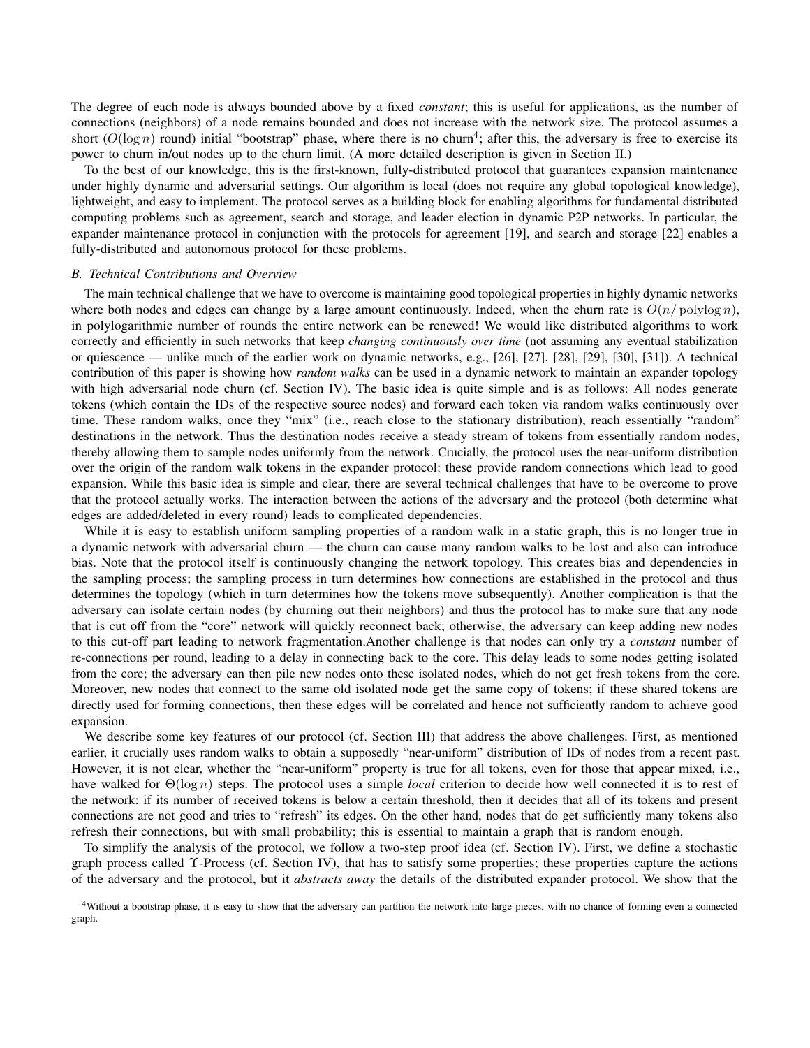The degree of each node is always bounded above by a fixed *constant*; this is useful for applications, as the number of connections (neighbors) of a node remains bounded and does not increase with the network size. The protocol assumes a short ($O(\log n)$ round) initial "bootstrap" phase, where there is no churn[4]; after this, the adversary is free to exercise its power to churn in/out nodes up to the churn limit. (A more detailed description is given in Section II.)

To the best of our knowledge, this is the first-known, fully-distributed protocol that guarantees expansion maintenance under highly dynamic and adversarial settings. Our algorithm is local (does not require any global topological knowledge), lightweight, and easy to implement. The protocol serves as a building block for enabling algorithms for fundamental distributed computing problems such as agreement, search and storage, and leader election in dynamic P2P networks. In particular, the expander maintenance protocol in conjunction with the protocols for agreement [19], and search and storage [22] enables a fully-distributed and autonomous protocol for these problems.

### B. Technical Contributions and Overview

The main technical challenge that we have to overcome is maintaining good topological properties in highly dynamic networks where both nodes and edges can change by a large amount continuously. Indeed, when the churn rate is $O(n/\operatorname{polylog} n)$, in polylogarithmic number of rounds the entire network can be renewed! We would like distributed algorithms to work correctly and efficiently in such networks that keep *changing continuously over time* (not assuming any eventual stabilization or quiescence — unlike much of the earlier work on dynamic networks, e.g., [26], [27], [28], [29], [30], [31]). A technical contribution of this paper is showing how *random walks* can be used in a dynamic network to maintain an expander topology with high adversarial node churn (cf. Section IV). The basic idea is quite simple and is as follows: All nodes generate tokens (which contain the IDs of the respective source nodes) and forward each token via random walks continuously over time. These random walks, once they "mix" (i.e., reach close to the stationary distribution), reach essentially "random" destinations in the network. Thus the destination nodes receive a steady stream of tokens from essentially random nodes, thereby allowing them to sample nodes uniformly from the network. Crucially, the protocol uses the near-uniform distribution over the origin of the random walk tokens in the expander protocol: these provide random connections which lead to good expansion. While this basic idea is simple and clear, there are several technical challenges that have to be overcome to prove that the protocol actually works. The interaction between the actions of the adversary and the protocol (both determine what edges are added/deleted in every round) leads to complicated dependencies.

While it is easy to establish uniform sampling properties of a random walk in a static graph, this is no longer true in a dynamic network with adversarial churn — the churn can cause many random walks to be lost and also can introduce bias. Note that the protocol itself is continuously changing the network topology. This creates bias and dependencies in the sampling process; the sampling process in turn determines how connections are established in the protocol and thus determines the topology (which in turn determines how the tokens move subsequently). Another complication is that the adversary can isolate certain nodes (by churning out their neighbors) and thus the protocol has to make sure that any node that is cut off from the "core" network will quickly reconnect back; otherwise, the adversary can keep adding new nodes to this cut-off part leading to network fragmentation.Another challenge is that nodes can only try a *constant* number of re-connections per round, leading to a delay in connecting back to the core. This delay leads to some nodes getting isolated from the core; the adversary can then pile new nodes onto these isolated nodes, which do not get fresh tokens from the core. Moreover, new nodes that connect to the same old isolated node get the same copy of tokens; if these shared tokens are directly used for forming connections, then these edges will be correlated and hence not sufficiently random to achieve good expansion.

We describe some key features of our protocol (cf. Section III) that address the above challenges. First, as mentioned earlier, it crucially uses random walks to obtain a supposedly "near-uniform" distribution of IDs of nodes from a recent past. However, it is not clear, whether the "near-uniform" property is true for all tokens, even for those that appear mixed, i.e., have walked for $\Theta(\log n)$ steps. The protocol uses a simple *local* criterion to decide how well connected it is to rest of the network: if its number of received tokens is below a certain threshold, then it decides that all of its tokens and present connections are not good and tries to "refresh" its edges. On the other hand, nodes that do get sufficiently many tokens also refresh their connections, but with small probability; this is essential to maintain a graph that is random enough.

To simplify the analysis of the protocol, we follow a two-step proof idea (cf. Section IV). First, we define a stochastic graph process called $\Upsilon$-Process (cf. Section IV), that has to satisfy some properties; these properties capture the actions of the adversary and the protocol, but it *abstracts away* the details of the distributed expander protocol. We show that the

[4]Without a bootstrap phase, it is easy to show that the adversary can partition the network into large pieces, with no chance of forming even a connected graph.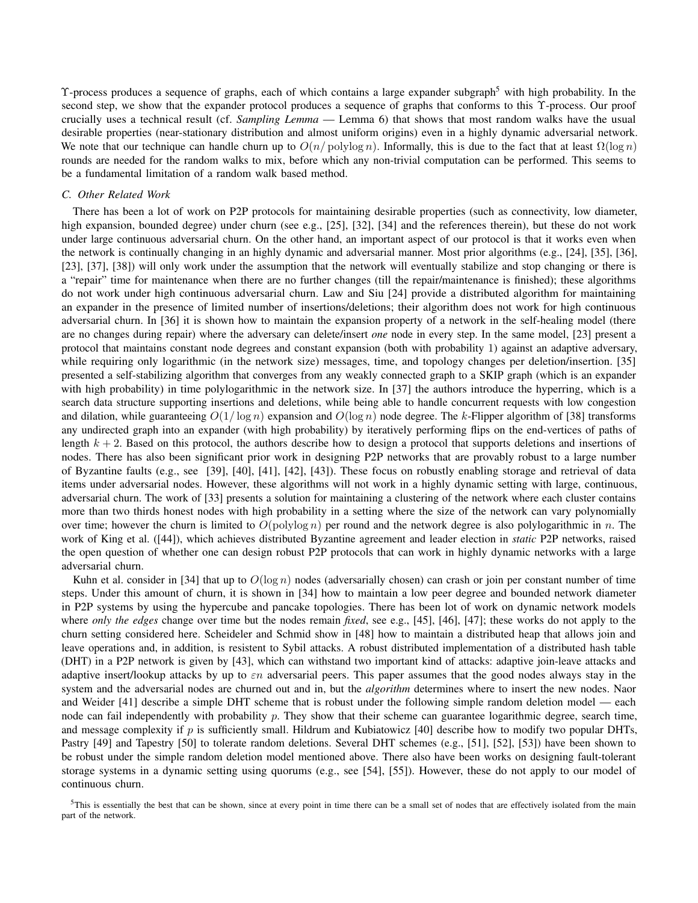$\Upsilon$-process produces a sequence of graphs, each of which contains a large expander subgraph[5] with high probability. In the second step, we show that the expander protocol produces a sequence of graphs that conforms to this $\Upsilon$-process. Our proof crucially uses a technical result (cf. *Sampling Lemma* — Lemma 6) that shows that most random walks have the usual desirable properties (near-stationary distribution and almost uniform origins) even in a highly dynamic adversarial network. We note that our technique can handle churn up to $O(n/\operatorname{polylog} n)$. Informally, this is due to the fact that at least $\Omega(\log n)$ rounds are needed for the random walks to mix, before which any non-trivial computation can be performed. This seems to be a fundamental limitation of a random walk based method.

### C. Other Related Work

There has been a lot of work on P2P protocols for maintaining desirable properties (such as connectivity, low diameter, high expansion, bounded degree) under churn (see e.g., [25], [32], [34] and the references therein), but these do not work under large continuous adversarial churn. On the other hand, an important aspect of our protocol is that it works even when the network is continually changing in an highly dynamic and adversarial manner. Most prior algorithms (e.g., [24], [35], [36], [23], [37], [38]) will only work under the assumption that the network will eventually stabilize and stop changing or there is a "repair" time for maintenance when there are no further changes (till the repair/maintenance is finished); these algorithms do not work under high continuous adversarial churn. Law and Siu [24] provide a distributed algorithm for maintaining an expander in the presence of limited number of insertions/deletions; their algorithm does not work for high continuous adversarial churn. In [36] it is shown how to maintain the expansion property of a network in the self-healing model (there are no changes during repair) where the adversary can delete/insert *one* node in every step. In the same model, [23] present a protocol that maintains constant node degrees and constant expansion (both with probability 1) against an adaptive adversary, while requiring only logarithmic (in the network size) messages, time, and topology changes per deletion/insertion. [35] presented a self-stabilizing algorithm that converges from any weakly connected graph to a SKIP graph (which is an expander with high probability) in time polylogarithmic in the network size. In [37] the authors introduce the hyperring, which is a search data structure supporting insertions and deletions, while being able to handle concurrent requests with low congestion and dilation, while guaranteeing $O(1/\log n)$ expansion and $O(\log n)$ node degree. The $k$-Flipper algorithm of [38] transforms any undirected graph into an expander (with high probability) by iteratively performing flips on the end-vertices of paths of length $k+2$. Based on this protocol, the authors describe how to design a protocol that supports deletions and insertions of nodes. There has also been significant prior work in designing P2P networks that are provably robust to a large number of Byzantine faults (e.g., see [39], [40], [41], [42], [43]). These focus on robustly enabling storage and retrieval of data items under adversarial nodes. However, these algorithms will not work in a highly dynamic setting with large, continuous, adversarial churn. The work of [33] presents a solution for maintaining a clustering of the network where each cluster contains more than two thirds honest nodes with high probability in a setting where the size of the network can vary polynomially over time; however the churn is limited to $O(\operatorname{polylog} n)$ per round and the network degree is also polylogarithmic in $n$. The work of King et al. ([44]), which achieves distributed Byzantine agreement and leader election in *static* P2P networks, raised the open question of whether one can design robust P2P protocols that can work in highly dynamic networks with a large adversarial churn.

Kuhn et al. consider in [34] that up to $O(\log n)$ nodes (adversarially chosen) can crash or join per constant number of time steps. Under this amount of churn, it is shown in [34] how to maintain a low peer degree and bounded network diameter in P2P systems by using the hypercube and pancake topologies. There has been lot of work on dynamic network models where *only the edges* change over time but the nodes remain *fixed*, see e.g., [45], [46], [47]; these works do not apply to the churn setting considered here. Scheideler and Schmid show in [48] how to maintain a distributed heap that allows join and leave operations and, in addition, is resistent to Sybil attacks. A robust distributed implementation of a distributed hash table (DHT) in a P2P network is given by [43], which can withstand two important kind of attacks: adaptive join-leave attacks and adaptive insert/lookup attacks by up to $\varepsilon n$ adversarial peers. This paper assumes that the good nodes always stay in the system and the adversarial nodes are churned out and in, but the *algorithm* determines where to insert the new nodes. Naor and Weider [41] describe a simple DHT scheme that is robust under the following simple random deletion model — each node can fail independently with probability $p$. They show that their scheme can guarantee logarithmic degree, search time, and message complexity if $p$ is sufficiently small. Hildrum and Kubiatowicz [40] describe how to modify two popular DHTs, Pastry [49] and Tapestry [50] to tolerate random deletions. Several DHT schemes (e.g., [51], [52], [53]) have been shown to be robust under the simple random deletion model mentioned above. There also have been works on designing fault-tolerant storage systems in a dynamic setting using quorums (e.g., see [54], [55]). However, these do not apply to our model of continuous churn.

[5]This is essentially the best that can be shown, since at every point in time there can be a small set of nodes that are effectively isolated from the main part of the network.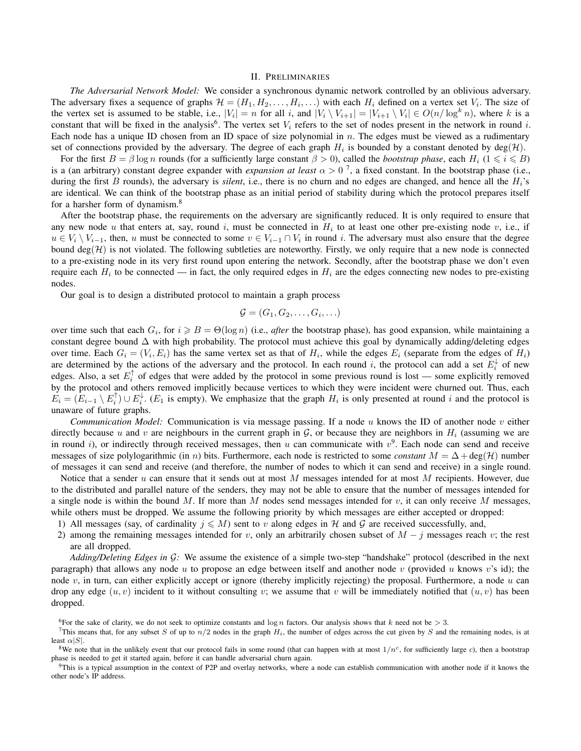## II. Preliminaries

*The Adversarial Network Model:* We consider a synchronous dynamic network controlled by an oblivious adversary. The adversary fixes a sequence of graphs $\mathcal{H} = (H_1, H_2, \ldots, H_i, \ldots)$ with each $H_i$ defined on a vertex set $V_i$. The size of the vertex set is assumed to be stable, i.e., $|V_i| = n$ for all $i$, and $|V_i \setminus V_{i+1}| = |V_{i+1} \setminus V_i| \in O(n/\log^k n)$, where $k$ is a constant that will be fixed in the analysis[6]. The vertex set $V_i$ refers to the set of nodes present in the network in round $i$. Each node has a unique ID chosen from an ID space of size polynomial in $n$. The edges must be viewed as a rudimentary set of connections provided by the adversary. The degree of each graph $H_i$ is bounded by a constant denoted by $\deg(\mathcal{H})$.

For the first $B = \beta \log n$ rounds (for a sufficiently large constant $\beta > 0$), called the *bootstrap phase*, each $H_i$ $(1 \leqslant i \leqslant B)$ is a (an arbitrary) constant degree expander with *expansion at least* $\alpha > 0$ [7], a fixed constant. In the bootstrap phase (i.e., during the first $B$ rounds), the adversary is *silent*, i.e., there is no churn and no edges are changed, and hence all the $H_i$'s are identical. We can think of the bootstrap phase as an initial period of stability during which the protocol prepares itself for a harsher form of dynamism.[8]

After the bootstrap phase, the requirements on the adversary are significantly reduced. It is only required to ensure that any new node $u$ that enters at, say, round $i$, must be connected in $H_i$ to at least one other pre-existing node $v$, i.e., if $u \in V_i \setminus V_{i-1}$, then, $u$ must be connected to some $v \in V_{i-1} \cap V_i$ in round $i$. The adversary must also ensure that the degree bound $\deg(\mathcal{H})$ is not violated. The following subtleties are noteworthy. Firstly, we only require that a new node is connected to a pre-existing node in its very first round upon entering the network. Secondly, after the bootstrap phase we don't even require each $H_i$ to be connected — in fact, the only required edges in $H_i$ are the edges connecting new nodes to pre-existing nodes.

Our goal is to design a distributed protocol to maintain a graph process

$$\mathcal{G} = (G_1, G_2, \ldots, G_i, \ldots)$$

over time such that each $G_i$, for $i \geqslant B = \Theta(\log n)$ (i.e., *after* the bootstrap phase), has good expansion, while maintaining a constant degree bound $\Delta$ with high probability. The protocol must achieve this goal by dynamically adding/deleting edges over time. Each $G_i = (V_i, E_i)$ has the same vertex set as that of $H_i$, while the edges $E_i$ (separate from the edges of $H_i$) are determined by the actions of the adversary and the protocol. In each round $i$, the protocol can add a set $E_i^{\downarrow}$ of new edges. Also, a set $E_i^{\uparrow}$ of edges that were added by the protocol in some previous round is lost — some explicitly removed by the protocol and others removed implicitly because vertices to which they were incident were churned out. Thus, each $E_i = (E_{i-1} \setminus E_i^{\uparrow}) \cup E_i^{\downarrow}$. ($E_1$ is empty). We emphasize that the graph $H_i$ is only presented at round $i$ and the protocol is unaware of future graphs.

*Communication Model:* Communication is via message passing. If a node $u$ knows the ID of another node $v$ either directly because $u$ and $v$ are neighbours in the current graph in $\mathcal{G}$, or because they are neighbors in $H_i$ (assuming we are in round $i$), or indirectly through received messages, then $u$ can communicate with $v$[9]. Each node can send and receive messages of size polylogarithmic (in $n$) bits. Furthermore, each node is restricted to some *constant* $M = \Delta + \deg(\mathcal{H})$ number of messages it can send and receive (and therefore, the number of nodes to which it can send and receive) in a single round.

Notice that a sender $u$ can ensure that it sends out at most $M$ messages intended for at most $M$ recipients. However, due to the distributed and parallel nature of the senders, they may not be able to ensure that the number of messages intended for a single node is within the bound $M$. If more than $M$ nodes send messages intended for $v$, it can only receive $M$ messages, while others must be dropped. We assume the following priority by which messages are either accepted or dropped:

1) All messages (say, of cardinality $j \leqslant M$) sent to $v$ along edges in $\mathcal{H}$ and $\mathcal{G}$ are received successfully, and,
2) among the remaining messages intended for $v$, only an arbitrarily chosen subset of $M - j$ messages reach $v$; the rest are all dropped.

*Adding/Deleting Edges in $\mathcal{G}$:* We assume the existence of a simple two-step "handshake" protocol (described in the next paragraph) that allows any node $u$ to propose an edge between itself and another node $v$ (provided $u$ knows $v$'s id); the node $v$, in turn, can either explicitly accept or ignore (thereby implicitly rejecting) the proposal. Furthermore, a node $u$ can drop any edge $(u, v)$ incident to it without consulting $v$; we assume that $v$ will be immediately notified that $(u, v)$ has been dropped.

---

[6]For the sake of clarity, we do not seek to optimize constants and $\log n$ factors. Our analysis shows that $k$ need not be $> 3$.

[7]This means that, for any subset $S$ of up to $n/2$ nodes in the graph $H_i$, the number of edges across the cut given by $S$ and the remaining nodes, is at least $\alpha|S|$.

[8]We note that in the unlikely event that our protocol fails in some round (that can happen with at most $1/n^c$, for sufficiently large $c$), then a bootstrap phase is needed to get it started again, before it can handle adversarial churn again.

[9]This is a typical assumption in the context of P2P and overlay networks, where a node can establish communication with another node if it knows the other node's IP address.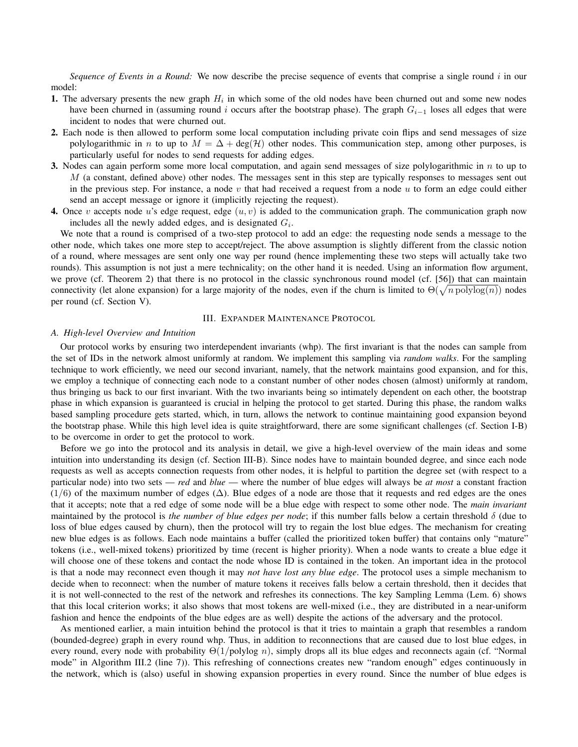*Sequence of Events in a Round:* We now describe the precise sequence of events that comprise a single round $i$ in our model:

**1.** The adversary presents the new graph $H_i$ in which some of the old nodes have been churned out and some new nodes have been churned in (assuming round $i$ occurs after the bootstrap phase). The graph $G_{i-1}$ loses all edges that were incident to nodes that were churned out.

**2.** Each node is then allowed to perform some local computation including private coin flips and send messages of size polylogarithmic in $n$ to up to $M = \Delta + \deg(\mathcal{H})$ other nodes. This communication step, among other purposes, is particularly useful for nodes to send requests for adding edges.

**3.** Nodes can again perform some more local computation, and again send messages of size polylogarithmic in $n$ to up to $M$ (a constant, defined above) other nodes. The messages sent in this step are typically responses to messages sent out in the previous step. For instance, a node $v$ that had received a request from a node $u$ to form an edge could either send an accept message or ignore it (implicitly rejecting the request).

**4.** Once $v$ accepts node $u$'s edge request, edge $(u, v)$ is added to the communication graph. The communication graph now includes all the newly added edges, and is designated $G_i$.

We note that a round is comprised of a two-step protocol to add an edge: the requesting node sends a message to the other node, which takes one more step to accept/reject. The above assumption is slightly different from the classic notion of a round, where messages are sent only one way per round (hence implementing these two steps will actually take two rounds). This assumption is not just a mere technicality; on the other hand it is needed. Using an information flow argument, we prove (cf. Theorem 2) that there is no protocol in the classic synchronous round model (cf. [56]) that can maintain connectivity (let alone expansion) for a large majority of the nodes, even if the churn is limited to $\Theta(\sqrt{n \operatorname{polylog}(n)})$ nodes per round (cf. Section V).

## III. Expander Maintenance Protocol

### A. High-level Overview and Intuition

Our protocol works by ensuring two interdependent invariants (whp). The first invariant is that the nodes can sample from the set of IDs in the network almost uniformly at random. We implement this sampling via *random walks*. For the sampling technique to work efficiently, we need our second invariant, namely, that the network maintains good expansion, and for this, we employ a technique of connecting each node to a constant number of other nodes chosen (almost) uniformly at random, thus bringing us back to our first invariant. With the two invariants being so intimately dependent on each other, the bootstrap phase in which expansion is guaranteed is crucial in helping the protocol to get started. During this phase, the random walks based sampling procedure gets started, which, in turn, allows the network to continue maintaining good expansion beyond the bootstrap phase. While this high level idea is quite straightforward, there are some significant challenges (cf. Section I-B) to be overcome in order to get the protocol to work.

Before we go into the protocol and its analysis in detail, we give a high-level overview of the main ideas and some intuition into understanding its design (cf. Section III-B). Since nodes have to maintain bounded degree, and since each node requests as well as accepts connection requests from other nodes, it is helpful to partition the degree set (with respect to a particular node) into two sets — *red* and *blue* — where the number of blue edges will always be *at most* a constant fraction $(1/6)$ of the maximum number of edges $(\Delta)$. Blue edges of a node are those that it requests and red edges are the ones that it accepts; note that a red edge of some node will be a blue edge with respect to some other node. The *main invariant* maintained by the protocol is *the number of blue edges per node*; if this number falls below a certain threshold $\delta$ (due to loss of blue edges caused by churn), then the protocol will try to regain the lost blue edges. The mechanism for creating new blue edges is as follows. Each node maintains a buffer (called the prioritized token buffer) that contains only "mature" tokens (i.e., well-mixed tokens) prioritized by time (recent is higher priority). When a node wants to create a blue edge it will choose one of these tokens and contact the node whose ID is contained in the token. An important idea in the protocol is that a node may reconnect even though it may *not have lost any blue edge*. The protocol uses a simple mechanism to decide when to reconnect: when the number of mature tokens it receives falls below a certain threshold, then it decides that it is not well-connected to the rest of the network and refreshes its connections. The key Sampling Lemma (Lem. 6) shows that this local criterion works; it also shows that most tokens are well-mixed (i.e., they are distributed in a near-uniform fashion and hence the endpoints of the blue edges are as well) despite the actions of the adversary and the protocol.

As mentioned earlier, a main intuition behind the protocol is that it tries to maintain a graph that resembles a random (bounded-degree) graph in every round whp. Thus, in addition to reconnections that are caused due to lost blue edges, in every round, every node with probability $\Theta(1/\operatorname{polylog} n)$, simply drops all its blue edges and reconnects again (cf. "Normal mode" in Algorithm III.2 (line 7)). This refreshing of connections creates new "random enough" edges continuously in the network, which is (also) useful in showing expansion properties in every round. Since the number of blue edges is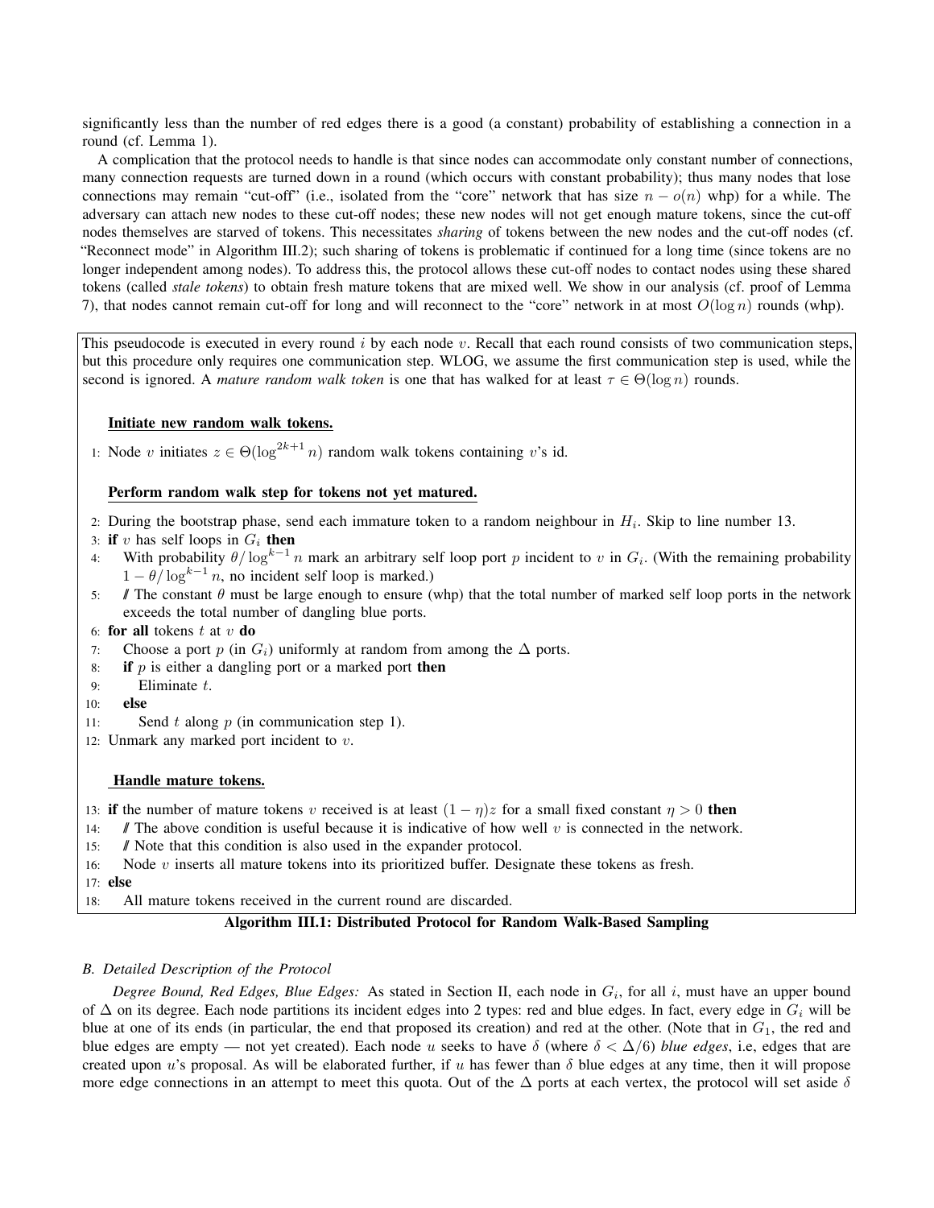significantly less than the number of red edges there is a good (a constant) probability of establishing a connection in a round (cf. Lemma 1).

A complication that the protocol needs to handle is that since nodes can accommodate only constant number of connections, many connection requests are turned down in a round (which occurs with constant probability); thus many nodes that lose connections may remain "cut-off" (i.e., isolated from the "core" network that has size $n - o(n)$ whp) for a while. The adversary can attach new nodes to these cut-off nodes; these new nodes will not get enough mature tokens, since the cut-off nodes themselves are starved of tokens. This necessitates *sharing* of tokens between the new nodes and the cut-off nodes (cf. "Reconnect mode" in Algorithm III.2); such sharing of tokens is problematic if continued for a long time (since tokens are no longer independent among nodes). To address this, the protocol allows these cut-off nodes to contact nodes using these shared tokens (called *stale tokens*) to obtain fresh mature tokens that are mixed well. We show in our analysis (cf. proof of Lemma 7), that nodes cannot remain cut-off for long and will reconnect to the "core" network in at most $O(\log n)$ rounds (whp).

---

This pseudocode is executed in every round $i$ by each node $v$. Recall that each round consists of two communication steps, but this procedure only requires one communication step. WLOG, we assume the first communication step is used, while the second is ignored. A *mature random walk token* is one that has walked for at least $\tau \in \Theta(\log n)$ rounds.

**Initiate new random walk tokens.**

1: Node $v$ initiates $z \in \Theta(\log^{2k+1} n)$ random walk tokens containing $v$'s id.

**Perform random walk step for tokens not yet matured.**

2: During the bootstrap phase, send each immature token to a random neighbour in $H_i$. Skip to line number 13.
3: **if** $v$ has self loops in $G_i$ **then**
4: With probability $\theta/\log^{k-1} n$ mark an arbitrary self loop port $p$ incident to $v$ in $G_i$. (With the remaining probability $1 - \theta/\log^{k-1} n$, no incident self loop is marked.)
5: // The constant $\theta$ must be large enough to ensure (whp) that the total number of marked self loop ports in the network exceeds the total number of dangling blue ports.
6: **for all** tokens $t$ at $v$ **do**
7: Choose a port $p$ (in $G_i$) uniformly at random from among the $\Delta$ ports.
8: **if** $p$ is either a dangling port or a marked port **then**
9: Eliminate $t$.
10: **else**
11: Send $t$ along $p$ (in communication step 1).
12: Unmark any marked port incident to $v$.

**Handle mature tokens.**

13: **if** the number of mature tokens $v$ received is at least $(1 - \eta)z$ for a small fixed constant $\eta > 0$ **then**
14: // The above condition is useful because it is indicative of how well $v$ is connected in the network.
15: // Note that this condition is also used in the expander protocol.
16: Node $v$ inserts all mature tokens into its prioritized buffer. Designate these tokens as fresh.
17: **else**
18: All mature tokens received in the current round are discarded.

**Algorithm III.1: Distributed Protocol for Random Walk-Based Sampling**

---

### B. Detailed Description of the Protocol

*Degree Bound, Red Edges, Blue Edges:* As stated in Section II, each node in $G_i$, for all $i$, must have an upper bound of $\Delta$ on its degree. Each node partitions its incident edges into 2 types: red and blue edges. In fact, every edge in $G_i$ will be blue at one of its ends (in particular, the end that proposed its creation) and red at the other. (Note that in $G_1$, the red and blue edges are empty — not yet created). Each node $u$ seeks to have $\delta$ (where $\delta < \Delta/6$) *blue edges*, i.e, edges that are created upon $u$'s proposal. As will be elaborated further, if $u$ has fewer than $\delta$ blue edges at any time, then it will propose more edge connections in an attempt to meet this quota. Out of the $\Delta$ ports at each vertex, the protocol will set aside $\delta$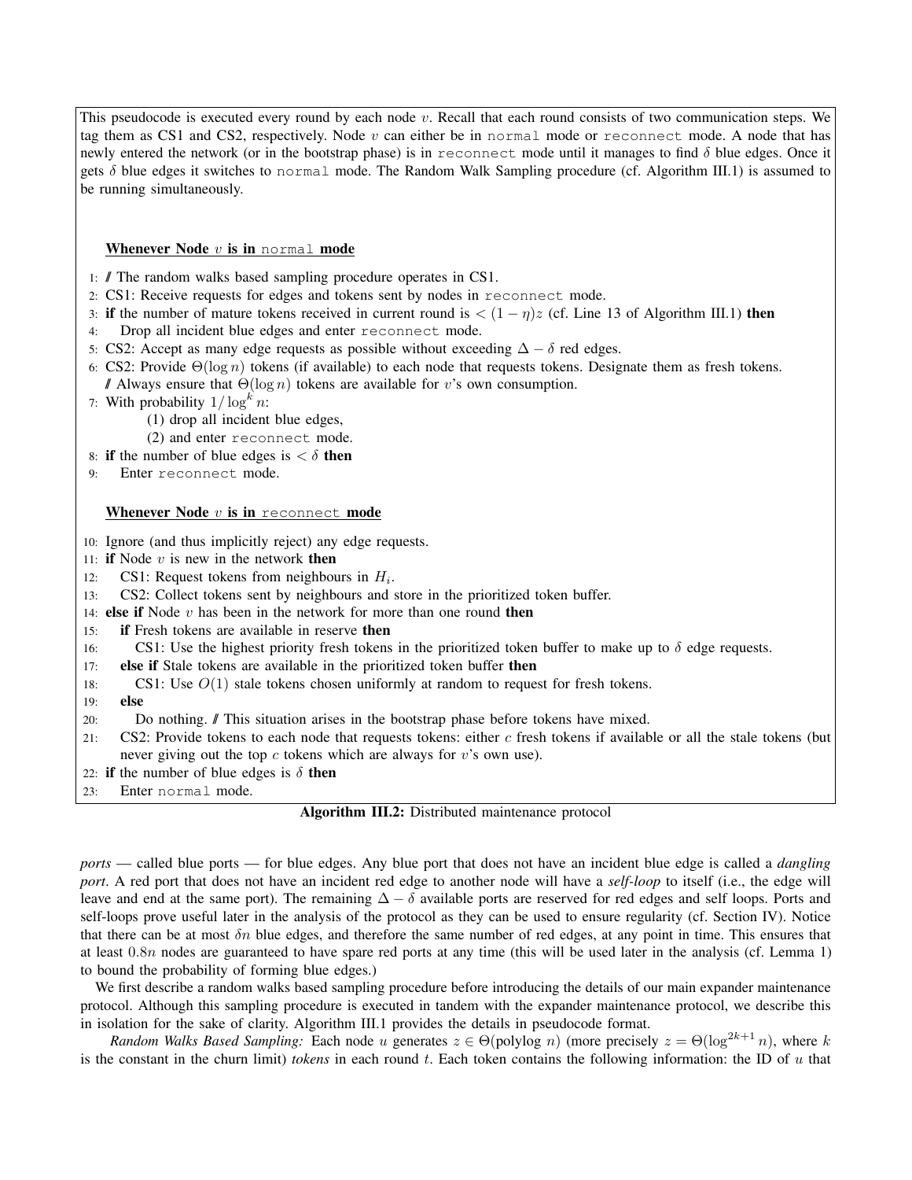This pseudocode is executed every round by each node $v$. Recall that each round consists of two communication steps. We tag them as CS1 and CS2, respectively. Node $v$ can either be in `normal` mode or `reconnect` mode. A node that has newly entered the network (or in the bootstrap phase) is in `reconnect` mode until it manages to find $\delta$ blue edges. Once it gets $\delta$ blue edges it switches to `normal` mode. The Random Walk Sampling procedure (cf. Algorithm III.1) is assumed to be running simultaneously.

**Whenever Node $v$ is in `normal` mode**

1: // The random walks based sampling procedure operates in CS1.
2: CS1: Receive requests for edges and tokens sent by nodes in `reconnect` mode.
3: **if** the number of mature tokens received in current round is $< (1-\eta)z$ (cf. Line 13 of Algorithm III.1) **then**
4: Drop all incident blue edges and enter `reconnect` mode.
5: CS2: Accept as many edge requests as possible without exceeding $\Delta - \delta$ red edges.
6: CS2: Provide $\Theta(\log n)$ tokens (if available) to each node that requests tokens. Designate them as fresh tokens. // Always ensure that $\Theta(\log n)$ tokens are available for $v$'s own consumption.
7: With probability $1/\log^k n$:
(1) drop all incident blue edges,
(2) and enter `reconnect` mode.
8: **if** the number of blue edges is $< \delta$ **then**
9: Enter `reconnect` mode.

**Whenever Node $v$ is in `reconnect` mode**

10: Ignore (and thus implicitly reject) any edge requests.
11: **if** Node $v$ is new in the network **then**
12: CS1: Request tokens from neighbours in $H_i$.
13: CS2: Collect tokens sent by neighbours and store in the prioritized token buffer.
14: **else if** Node $v$ has been in the network for more than one round **then**
15: **if** Fresh tokens are available in reserve **then**
16: CS1: Use the highest priority fresh tokens in the prioritized token buffer to make up to $\delta$ edge requests.
17: **else if** Stale tokens are available in the prioritized token buffer **then**
18: CS1: Use $O(1)$ stale tokens chosen uniformly at random to request for fresh tokens.
19: **else**
20: Do nothing. // This situation arises in the bootstrap phase before tokens have mixed.
21: CS2: Provide tokens to each node that requests tokens: either $c$ fresh tokens if available or all the stale tokens (but never giving out the top $c$ tokens which are always for $v$'s own use).
22: **if** the number of blue edges is $\delta$ **then**
23: Enter `normal` mode.

**Algorithm III.2:** Distributed maintenance protocol

*ports* — called blue ports — for blue edges. Any blue port that does not have an incident blue edge is called a *dangling port*. A red port that does not have an incident red edge to another node will have a *self-loop* to itself (i.e., the edge will leave and end at the same port). The remaining $\Delta - \delta$ available ports are reserved for red edges and self loops. Ports and self-loops prove useful later in the analysis of the protocol as they can be used to ensure regularity (cf. Section IV). Notice that there can be at most $\delta n$ blue edges, and therefore the same number of red edges, at any point in time. This ensures that at least $0.8n$ nodes are guaranteed to have spare red ports at any time (this will be used later in the analysis (cf. Lemma 1) to bound the probability of forming blue edges.)

We first describe a random walks based sampling procedure before introducing the details of our main expander maintenance protocol. Although this sampling procedure is executed in tandem with the expander maintenance protocol, we describe this in isolation for the sake of clarity. Algorithm III.1 provides the details in pseudocode format.

*Random Walks Based Sampling:* Each node $u$ generates $z \in \Theta(\text{polylog } n)$ (more precisely $z = \Theta(\log^{2k+1} n)$, where $k$ is the constant in the churn limit) *tokens* in each round $t$. Each token contains the following information: the ID of $u$ that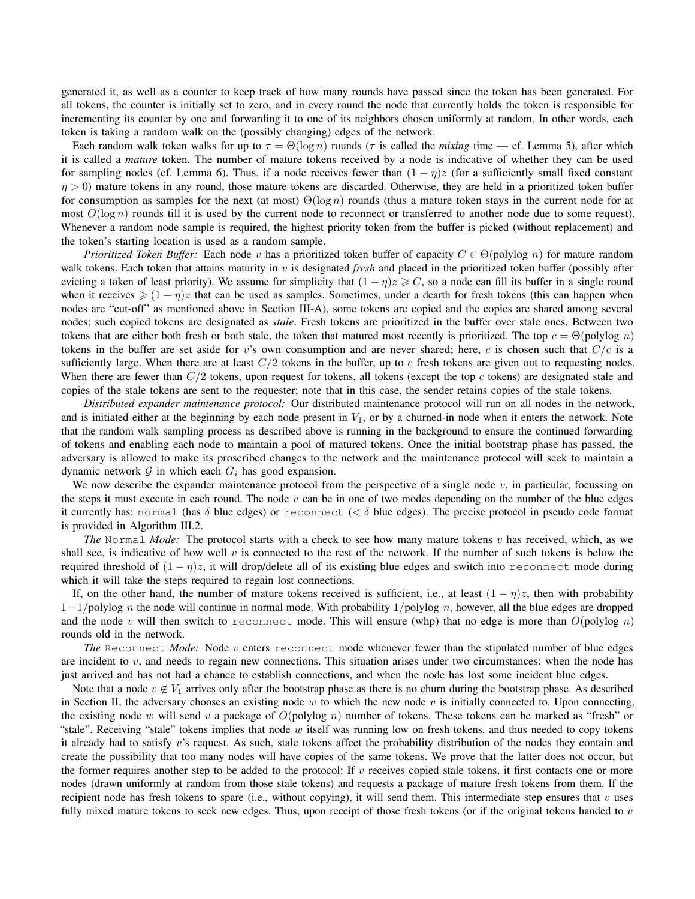generated it, as well as a counter to keep track of how many rounds have passed since the token has been generated. For all tokens, the counter is initially set to zero, and in every round the node that currently holds the token is responsible for incrementing its counter by one and forwarding it to one of its neighbors chosen uniformly at random. In other words, each token is taking a random walk on the (possibly changing) edges of the network.

Each random walk token walks for up to $\tau = \Theta(\log n)$ rounds ($\tau$ is called the *mixing* time — cf. Lemma 5), after which it is called a *mature* token. The number of mature tokens received by a node is indicative of whether they can be used for sampling nodes (cf. Lemma 6). Thus, if a node receives fewer than $(1-\eta)z$ (for a sufficiently small fixed constant $\eta > 0$) mature tokens in any round, those mature tokens are discarded. Otherwise, they are held in a prioritized token buffer for consumption as samples for the next (at most) $\Theta(\log n)$ rounds (thus a mature token stays in the current node for at most $O(\log n)$ rounds till it is used by the current node to reconnect or transferred to another node due to some request). Whenever a random node sample is required, the highest priority token from the buffer is picked (without replacement) and the token's starting location is used as a random sample.

*Prioritized Token Buffer:* Each node $v$ has a prioritized token buffer of capacity $C \in \Theta(\text{polylog } n)$ for mature random walk tokens. Each token that attains maturity in $v$ is designated *fresh* and placed in the prioritized token buffer (possibly after evicting a token of least priority). We assume for simplicity that $(1-\eta)z \geqslant C$, so a node can fill its buffer in a single round when it receives $\geqslant (1-\eta)z$ that can be used as samples. Sometimes, under a dearth for fresh tokens (this can happen when nodes are "cut-off" as mentioned above in Section III-A), some tokens are copied and the copies are shared among several nodes; such copied tokens are designated as *stale*. Fresh tokens are prioritized in the buffer over stale ones. Between two tokens that are either both fresh or both stale, the token that matured most recently is prioritized. The top $c = \Theta(\text{polylog } n)$ tokens in the buffer are set aside for $v$'s own consumption and are never shared; here, $c$ is chosen such that $C/c$ is a sufficiently large. When there are at least $C/2$ tokens in the buffer, up to $c$ fresh tokens are given out to requesting nodes. When there are fewer than $C/2$ tokens, upon request for tokens, all tokens (except the top $c$ tokens) are designated stale and copies of the stale tokens are sent to the requester; note that in this case, the sender retains copies of the stale tokens.

*Distributed expander maintenance protocol:* Our distributed maintenance protocol will run on all nodes in the network, and is initiated either at the beginning by each node present in $V_1$, or by a churned-in node when it enters the network. Note that the random walk sampling process as described above is running in the background to ensure the continued forwarding of tokens and enabling each node to maintain a pool of matured tokens. Once the initial bootstrap phase has passed, the adversary is allowed to make its proscribed changes to the network and the maintenance protocol will seek to maintain a dynamic network $\mathcal{G}$ in which each $G_i$ has good expansion.

We now describe the expander maintenance protocol from the perspective of a single node $v$, in particular, focussing on the steps it must execute in each round. The node $v$ can be in one of two modes depending on the number of the blue edges it currently has: `normal` (has $\delta$ blue edges) or `reconnect` ($< \delta$ blue edges). The precise protocol in pseudo code format is provided in Algorithm III.2.

*The* `Normal` *Mode:* The protocol starts with a check to see how many mature tokens $v$ has received, which, as we shall see, is indicative of how well $v$ is connected to the rest of the network. If the number of such tokens is below the required threshold of $(1-\eta)z$, it will drop/delete all of its existing blue edges and switch into `reconnect` mode during which it will take the steps required to regain lost connections.

If, on the other hand, the number of mature tokens received is sufficient, i.e., at least $(1-\eta)z$, then with probability $1-1/\text{polylog } n$ the node will continue in normal mode. With probability $1/\text{polylog } n$, however, all the blue edges are dropped and the node $v$ will then switch to `reconnect` mode. This will ensure (whp) that no edge is more than $O(\text{polylog } n)$ rounds old in the network.

*The* `Reconnect` *Mode:* Node $v$ enters `reconnect` mode whenever fewer than the stipulated number of blue edges are incident to $v$, and needs to regain new connections. This situation arises under two circumstances: when the node has just arrived and has not had a chance to establish connections, and when the node has lost some incident blue edges.

Note that a node $v \notin V_1$ arrives only after the bootstrap phase as there is no churn during the bootstrap phase. As described in Section II, the adversary chooses an existing node $w$ to which the new node $v$ is initially connected to. Upon connecting, the existing node $w$ will send $v$ a package of $O(\text{polylog } n)$ number of tokens. These tokens can be marked as "fresh" or "stale". Receiving "stale" tokens implies that node $w$ itself was running low on fresh tokens, and thus needed to copy tokens it already had to satisfy $v$'s request. As such, stale tokens affect the probability distribution of the nodes they contain and create the possibility that too many nodes will have copies of the same tokens. We prove that the latter does not occur, but the former requires another step to be added to the protocol: If $v$ receives copied stale tokens, it first contacts one or more nodes (drawn uniformly at random from those stale tokens) and requests a package of mature fresh tokens from them. If the recipient node has fresh tokens to spare (i.e., without copying), it will send them. This intermediate step ensures that $v$ uses fully mixed mature tokens to seek new edges. Thus, upon receipt of those fresh tokens (or if the original tokens handed to $v$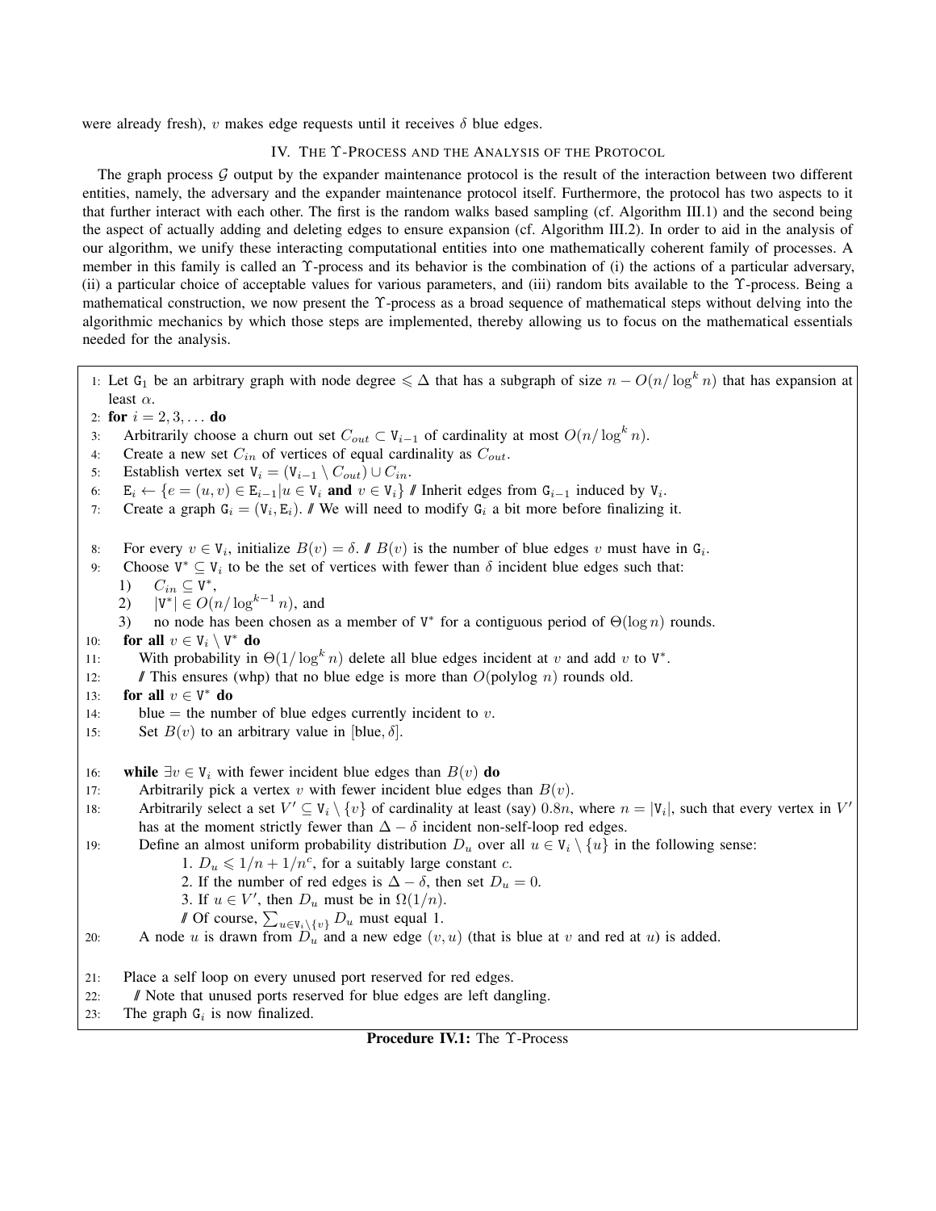were already fresh), $v$ makes edge requests until it receives $\delta$ blue edges.

## IV. The $\Upsilon$-Process and the Analysis of the Protocol

The graph process $\mathcal{G}$ output by the expander maintenance protocol is the result of the interaction between two different entities, namely, the adversary and the expander maintenance protocol itself. Furthermore, the protocol has two aspects to it that further interact with each other. The first is the random walks based sampling (cf. Algorithm III.1) and the second being the aspect of actually adding and deleting edges to ensure expansion (cf. Algorithm III.2). In order to aid in the analysis of our algorithm, we unify these interacting computational entities into one mathematically coherent family of processes. A member in this family is called an $\Upsilon$-process and its behavior is the combination of (i) the actions of a particular adversary, (ii) a particular choice of acceptable values for various parameters, and (iii) random bits available to the $\Upsilon$-process. Being a mathematical construction, we now present the $\Upsilon$-process as a broad sequence of mathematical steps without delving into the algorithmic mechanics by which those steps are implemented, thereby allowing us to focus on the mathematical essentials needed for the analysis.

```
1:  Let G_1 be an arbitrary graph with node degree ⩽ Δ that has a subgraph of size n − O(n/log^k n) that has expansion at
    least α.
2:  for i = 2, 3, ... do
3:      Arbitrarily choose a churn out set C_out ⊂ V_{i−1} of cardinality at most O(n/log^k n).
4:      Create a new set C_in of vertices of equal cardinality as C_out.
5:      Establish vertex set V_i = (V_{i−1} \ C_out) ∪ C_in.
6:      E_i ← {e = (u, v) ∈ E_{i−1} | u ∈ V_i and v ∈ V_i} // Inherit edges from G_{i−1} induced by V_i.
7:      Create a graph G_i = (V_i, E_i). // We will need to modify G_i a bit more before finalizing it.

8:      For every v ∈ V_i, initialize B(v) = δ. // B(v) is the number of blue edges v must have in G_i.
9:      Choose V* ⊆ V_i to be the set of vertices with fewer than δ incident blue edges such that:
        1)  C_in ⊆ V*,
        2)  |V*| ∈ O(n/log^{k−1} n), and
        3)  no node has been chosen as a member of V* for a contiguous period of Θ(log n) rounds.
10:     for all v ∈ V_i \ V* do
11:         With probability in Θ(1/log^k n) delete all blue edges incident at v and add v to V*.
12:         // This ensures (whp) that no blue edge is more than O(polylog n) rounds old.
13:     for all v ∈ V* do
14:         blue = the number of blue edges currently incident to v.
15:         Set B(v) to an arbitrary value in [blue, δ].

16:     while ∃v ∈ V_i with fewer incident blue edges than B(v) do
17:         Arbitrarily pick a vertex v with fewer incident blue edges than B(v).
18:         Arbitrarily select a set V' ⊆ V_i \ {v} of cardinality at least (say) 0.8n, where n = |V_i|, such that every vertex in V'
            has at the moment strictly fewer than Δ − δ incident non-self-loop red edges.
19:         Define an almost uniform probability distribution D_u over all u ∈ V_i \ {u} in the following sense:
                1. D_u ⩽ 1/n + 1/n^c, for a suitably large constant c.
                2. If the number of red edges is Δ − δ, then set D_u = 0.
                3. If u ∈ V', then D_u must be in Ω(1/n).
                // Of course, Σ_{u∈V_i\{v}} D_u must equal 1.
20:         A node u is drawn from D_u and a new edge (v, u) (that is blue at v and red at u) is added.

21:     Place a self loop on every unused port reserved for red edges.
22:     // Note that unused ports reserved for blue edges are left dangling.
23:     The graph G_i is now finalized.
```

**Procedure IV.1:** The $\Upsilon$-Process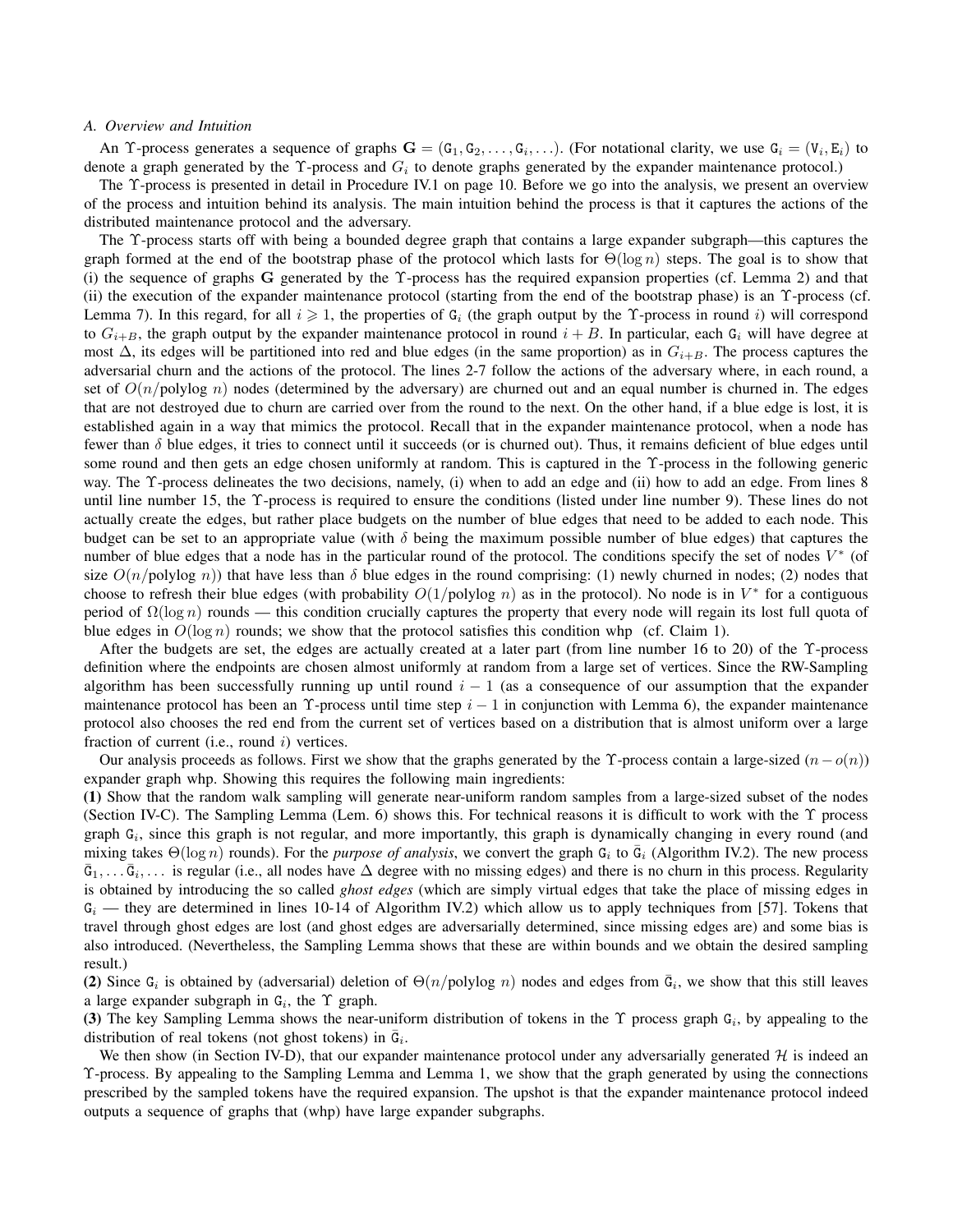### A. Overview and Intuition

An $\Upsilon$-process generates a sequence of graphs $\mathbf{G} = (\mathtt{G}_1, \mathtt{G}_2, \ldots, \mathtt{G}_i, \ldots)$. (For notational clarity, we use $\mathtt{G}_i = (\mathtt{V}_i, \mathtt{E}_i)$ to denote a graph generated by the $\Upsilon$-process and $G_i$ to denote graphs generated by the expander maintenance protocol.)

The $\Upsilon$-process is presented in detail in Procedure IV.1 on page 10. Before we go into the analysis, we present an overview of the process and intuition behind its analysis. The main intuition behind the process is that it captures the actions of the distributed maintenance protocol and the adversary.

The $\Upsilon$-process starts off with being a bounded degree graph that contains a large expander subgraph—this captures the graph formed at the end of the bootstrap phase of the protocol which lasts for $\Theta(\log n)$ steps. The goal is to show that (i) the sequence of graphs $\mathbf{G}$ generated by the $\Upsilon$-process has the required expansion properties (cf. Lemma 2) and that (ii) the execution of the expander maintenance protocol (starting from the end of the bootstrap phase) is an $\Upsilon$-process (cf. Lemma 7). In this regard, for all $i \geqslant 1$, the properties of $\mathtt{G}_i$ (the graph output by the $\Upsilon$-process in round $i$) will correspond to $G_{i+B}$, the graph output by the expander maintenance protocol in round $i + B$. In particular, each $\mathtt{G}_i$ will have degree at most $\Delta$, its edges will be partitioned into red and blue edges (in the same proportion) as in $G_{i+B}$. The process captures the adversarial churn and the actions of the protocol. The lines 2-7 follow the actions of the adversary where, in each round, a set of $O(n/\text{polylog } n)$ nodes (determined by the adversary) are churned out and an equal number is churned in. The edges that are not destroyed due to churn are carried over from the round to the next. On the other hand, if a blue edge is lost, it is established again in a way that mimics the protocol. Recall that in the expander maintenance protocol, when a node has fewer than $\delta$ blue edges, it tries to connect until it succeeds (or is churned out). Thus, it remains deficient of blue edges until some round and then gets an edge chosen uniformly at random. This is captured in the $\Upsilon$-process in the following generic way. The $\Upsilon$-process delineates the two decisions, namely, (i) when to add an edge and (ii) how to add an edge. From lines 8 until line number 15, the $\Upsilon$-process is required to ensure the conditions (listed under line number 9). These lines do not actually create the edges, but rather place budgets on the number of blue edges that need to be added to each node. This budget can be set to an appropriate value (with $\delta$ being the maximum possible number of blue edges) that captures the number of blue edges that a node has in the particular round of the protocol. The conditions specify the set of nodes $V^*$ (of size $O(n/\text{polylog } n)$) that have less than $\delta$ blue edges in the round comprising: (1) newly churned in nodes; (2) nodes that choose to refresh their blue edges (with probability $O(1/\text{polylog } n)$ as in the protocol). No node is in $V^*$ for a contiguous period of $\Omega(\log n)$ rounds — this condition crucially captures the property that every node will regain its lost full quota of blue edges in $O(\log n)$ rounds; we show that the protocol satisfies this condition whp (cf. Claim 1).

After the budgets are set, the edges are actually created at a later part (from line number 16 to 20) of the $\Upsilon$-process definition where the endpoints are chosen almost uniformly at random from a large set of vertices. Since the RW-Sampling algorithm has been successfully running up until round $i - 1$ (as a consequence of our assumption that the expander maintenance protocol has been an $\Upsilon$-process until time step $i - 1$ in conjunction with Lemma 6), the expander maintenance protocol also chooses the red end from the current set of vertices based on a distribution that is almost uniform over a large fraction of current (i.e., round $i$) vertices.

Our analysis proceeds as follows. First we show that the graphs generated by the $\Upsilon$-process contain a large-sized $(n - o(n))$ expander graph whp. Showing this requires the following main ingredients:

**(1)** Show that the random walk sampling will generate near-uniform random samples from a large-sized subset of the nodes (Section IV-C). The Sampling Lemma (Lem. 6) shows this. For technical reasons it is difficult to work with the $\Upsilon$ process graph $\mathtt{G}_i$, since this graph is not regular, and more importantly, this graph is dynamically changing in every round (and mixing takes $\Theta(\log n)$ rounds). For the *purpose of analysis*, we convert the graph $\mathtt{G}_i$ to $\bar{\mathtt{G}}_i$ (Algorithm IV.2). The new process $\bar{\mathtt{G}}_1, \ldots \bar{\mathtt{G}}_i, \ldots$ is regular (i.e., all nodes have $\Delta$ degree with no missing edges) and there is no churn in this process. Regularity is obtained by introducing the so called *ghost edges* (which are simply virtual edges that take the place of missing edges in $\mathtt{G}_i$ — they are determined in lines 10-14 of Algorithm IV.2) which allow us to apply techniques from [57]. Tokens that travel through ghost edges are lost (and ghost edges are adversarially determined, since missing edges are) and some bias is also introduced. (Nevertheless, the Sampling Lemma shows that these are within bounds and we obtain the desired sampling result.)

**(2)** Since $\mathtt{G}_i$ is obtained by (adversarial) deletion of $\Theta(n/\text{polylog } n)$ nodes and edges from $\bar{\mathtt{G}}_i$, we show that this still leaves a large expander subgraph in $\mathtt{G}_i$, the $\Upsilon$ graph.

**(3)** The key Sampling Lemma shows the near-uniform distribution of tokens in the $\Upsilon$ process graph $\mathtt{G}_i$, by appealing to the distribution of real tokens (not ghost tokens) in $\bar{\mathtt{G}}_i$.

We then show (in Section IV-D), that our expander maintenance protocol under any adversarially generated $\mathcal{H}$ is indeed an $\Upsilon$-process. By appealing to the Sampling Lemma and Lemma 1, we show that the graph generated by using the connections prescribed by the sampled tokens have the required expansion. The upshot is that the expander maintenance protocol indeed outputs a sequence of graphs that (whp) have large expander subgraphs.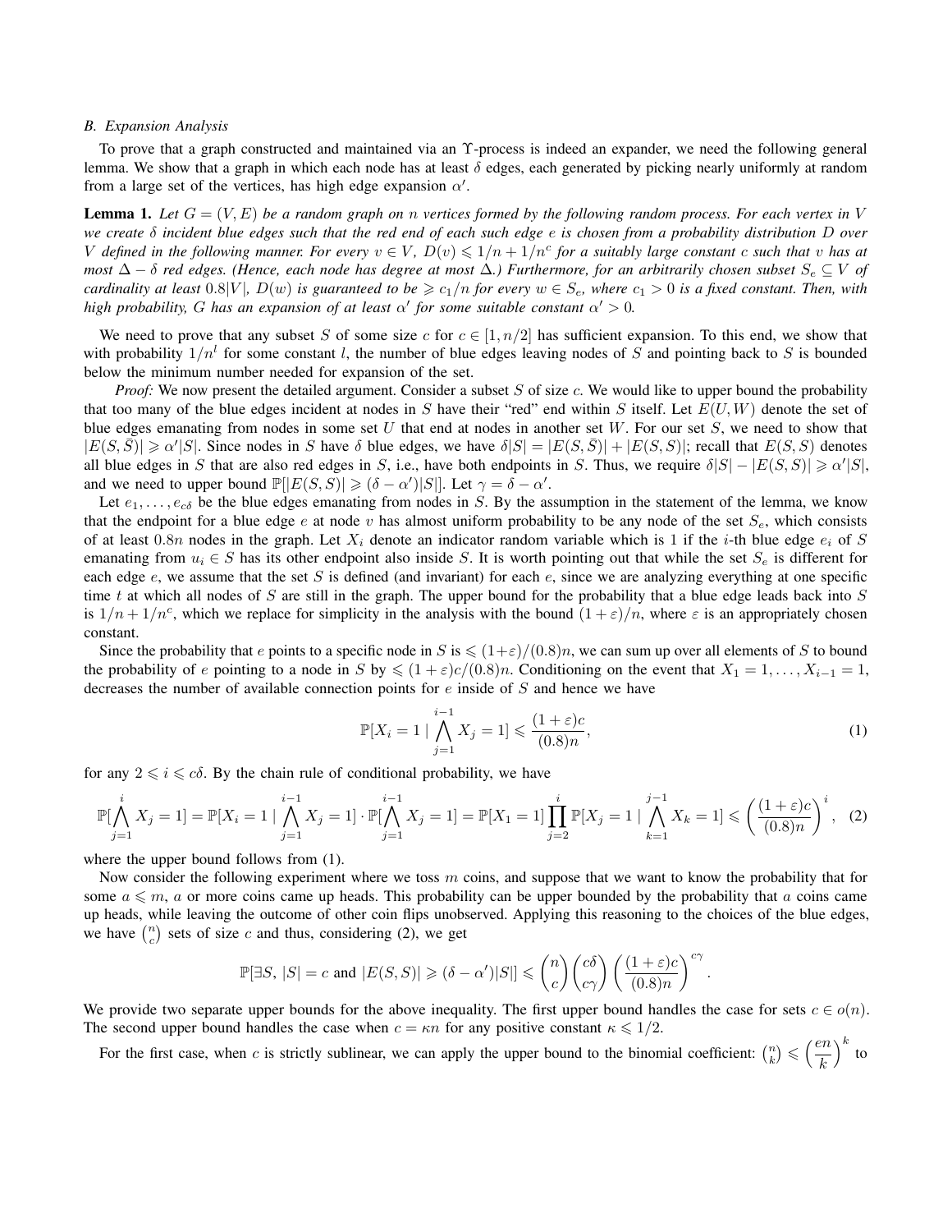### B. Expansion Analysis

To prove that a graph constructed and maintained via an $\Upsilon$-process is indeed an expander, we need the following general lemma. We show that a graph in which each node has at least $\delta$ edges, each generated by picking nearly uniformly at random from a large set of the vertices, has high edge expansion $\alpha'$.

**Lemma 1.** *Let $G = (V, E)$ be a random graph on $n$ vertices formed by the following random process. For each vertex in $V$ we create $\delta$ incident blue edges such that the red end of each such edge $e$ is chosen from a probability distribution $D$ over $V$ defined in the following manner. For every $v \in V$, $D(v) \leqslant 1/n + 1/n^c$ for a suitably large constant $c$ such that $v$ has at most $\Delta - \delta$ red edges. (Hence, each node has degree at most $\Delta$.) Furthermore, for an arbitrarily chosen subset $S_e \subseteq V$ of cardinality at least $0.8|V|$, $D(w)$ is guaranteed to be $\geqslant c_1/n$ for every $w \in S_e$, where $c_1 > 0$ is a fixed constant. Then, with high probability, $G$ has an expansion of at least $\alpha'$ for some suitable constant $\alpha' > 0$.*

We need to prove that any subset $S$ of some size $c$ for $c \in [1, n/2]$ has sufficient expansion. To this end, we show that with probability $1/n^l$ for some constant $l$, the number of blue edges leaving nodes of $S$ and pointing back to $S$ is bounded below the minimum number needed for expansion of the set.

*Proof:* We now present the detailed argument. Consider a subset $S$ of size $c$. We would like to upper bound the probability that too many of the blue edges incident at nodes in $S$ have their "red" end within $S$ itself. Let $E(U, W)$ denote the set of blue edges emanating from nodes in some set $U$ that end at nodes in another set $W$. For our set $S$, we need to show that $|E(S, \bar{S})| \geqslant \alpha'|S|$. Since nodes in $S$ have $\delta$ blue edges, we have $\delta|S| = |E(S, \bar{S})| + |E(S, S)|$; recall that $E(S, S)$ denotes all blue edges in $S$ that are also red edges in $S$, i.e., have both endpoints in $S$. Thus, we require $\delta|S| - |E(S, S)| \geqslant \alpha'|S|$, and we need to upper bound $\mathbb{P}[|E(S, S)| \geqslant (\delta - \alpha')|S|]$. Let $\gamma = \delta - \alpha'$.

Let $e_1, \ldots, e_{c\delta}$ be the blue edges emanating from nodes in $S$. By the assumption in the statement of the lemma, we know that the endpoint for a blue edge $e$ at node $v$ has almost uniform probability to be any node of the set $S_e$, which consists of at least $0.8n$ nodes in the graph. Let $X_i$ denote an indicator random variable which is 1 if the $i$-th blue edge $e_i$ of $S$ emanating from $u_i \in S$ has its other endpoint also inside $S$. It is worth pointing out that while the set $S_e$ is different for each edge $e$, we assume that the set $S$ is defined (and invariant) for each $e$, since we are analyzing everything at one specific time $t$ at which all nodes of $S$ are still in the graph. The upper bound for the probability that a blue edge leads back into $S$ is $1/n + 1/n^c$, which we replace for simplicity in the analysis with the bound $(1 + \varepsilon)/n$, where $\varepsilon$ is an appropriately chosen constant.

Since the probability that $e$ points to a specific node in $S$ is $\leqslant (1+\varepsilon)/(0.8)n$, we can sum up over all elements of $S$ to bound the probability of $e$ pointing to a node in $S$ by $\leqslant (1 + \varepsilon)c/(0.8)n$. Conditioning on the event that $X_1 = 1, \ldots, X_{i-1} = 1$, decreases the number of available connection points for $e$ inside of $S$ and hence we have

$$\mathbb{P}[X_i = 1 \mid \bigwedge_{j=1}^{i-1} X_j = 1] \leqslant \frac{(1+\varepsilon)c}{(0.8)n}, \tag{1}$$

for any $2 \leqslant i \leqslant c\delta$. By the chain rule of conditional probability, we have

$$\mathbb{P}[\bigwedge_{j=1}^{i} X_j = 1] = \mathbb{P}[X_i = 1 \mid \bigwedge_{j=1}^{i-1} X_j = 1] \cdot \mathbb{P}[\bigwedge_{j=1}^{i-1} X_j = 1] = \mathbb{P}[X_1 = 1] \prod_{j=2}^{i} \mathbb{P}[X_j = 1 \mid \bigwedge_{k=1}^{j-1} X_k = 1] \leqslant \left(\frac{(1+\varepsilon)c}{(0.8)n}\right)^i, \tag{2}$$

where the upper bound follows from (1).

Now consider the following experiment where we toss $m$ coins, and suppose that we want to know the probability that for some $a \leqslant m$, $a$ or more coins came up heads. This probability can be upper bounded by the probability that $a$ coins came up heads, while leaving the outcome of other coin flips unobserved. Applying this reasoning to the choices of the blue edges, we have $\binom{n}{c}$ sets of size $c$ and thus, considering (2), we get

$$\mathbb{P}[\exists S,\ |S| = c \text{ and } |E(S, S)| \geqslant (\delta - \alpha')|S|] \leqslant \binom{n}{c}\binom{c\delta}{c\gamma}\left(\frac{(1+\varepsilon)c}{(0.8)n}\right)^{c\gamma}.$$

We provide two separate upper bounds for the above inequality. The first upper bound handles the case for sets $c \in o(n)$. The second upper bound handles the case when $c = \kappa n$ for any positive constant $\kappa \leqslant 1/2$.

For the first case, when $c$ is strictly sublinear, we can apply the upper bound to the binomial coefficient: $\binom{n}{k} \leqslant \left(\frac{en}{k}\right)^k$ to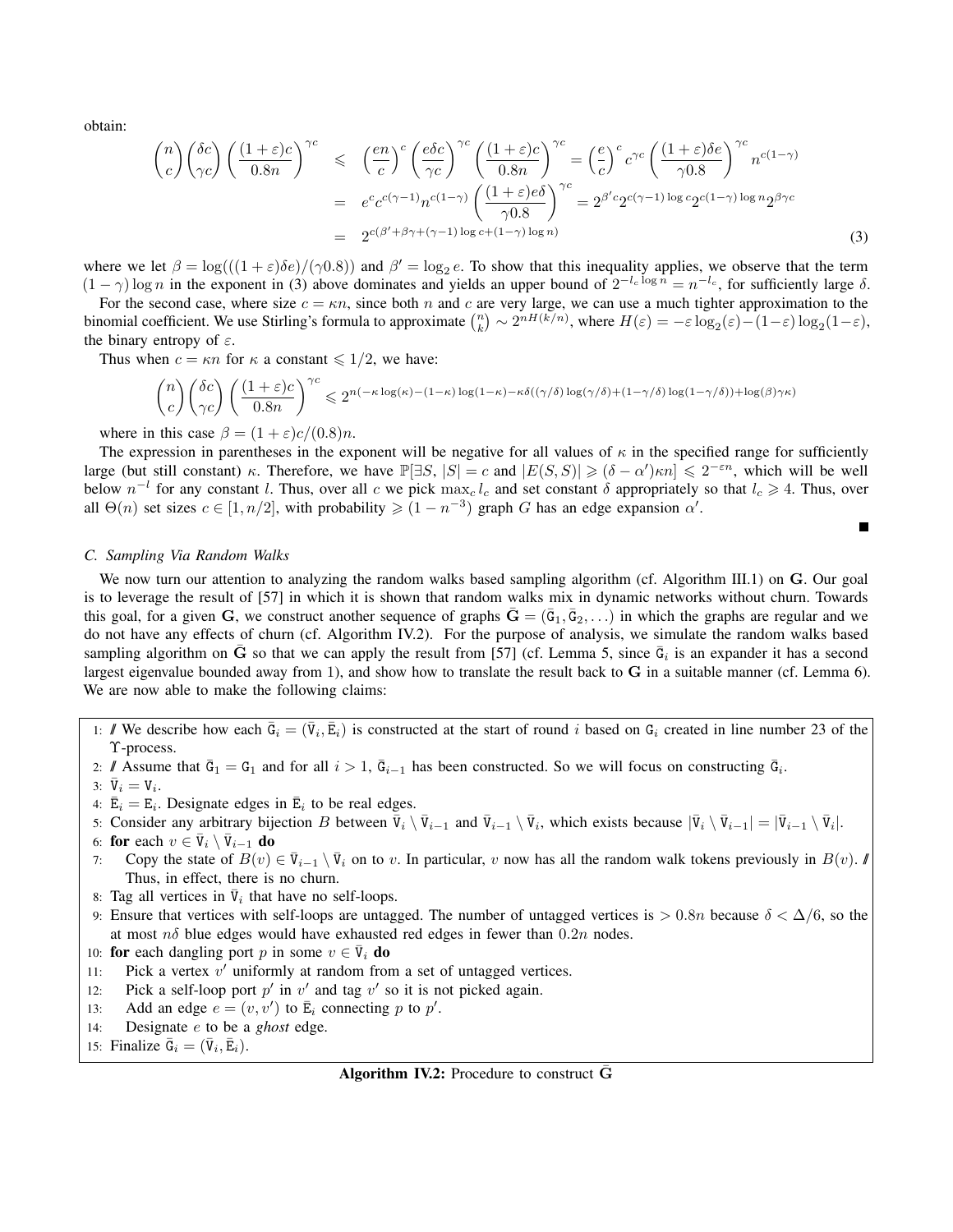obtain:

$$
\begin{aligned}
\binom{n}{c}\binom{\delta c}{\gamma c}\left(\frac{(1+\varepsilon)c}{0.8n}\right)^{\gamma c} &\leqslant \left(\frac{en}{c}\right)^{c}\left(\frac{e\delta c}{\gamma c}\right)^{\gamma c}\left(\frac{(1+\varepsilon)c}{0.8n}\right)^{\gamma c} = \left(\frac{e}{c}\right)^{c} c^{\gamma c}\left(\frac{(1+\varepsilon)\delta e}{\gamma 0.8}\right)^{\gamma c} n^{c(1-\gamma)} \\
&= e^{c}c^{c(\gamma-1)}n^{c(1-\gamma)}\left(\frac{(1+\varepsilon)e\delta}{\gamma 0.8}\right)^{\gamma c} = 2^{\beta' c}2^{c(\gamma-1)\log c}2^{c(1-\gamma)\log n}2^{\beta\gamma c} \\
&= 2^{c(\beta'+\beta\gamma+(\gamma-1)\log c+(1-\gamma)\log n)} \qquad (3)
\end{aligned}
$$

where we let $\beta = \log(((1+\varepsilon)\delta e)/(\gamma 0.8))$ and $\beta' = \log_2 e$. To show that this inequality applies, we observe that the term $(1-\gamma)\log n$ in the exponent in (3) above dominates and yields an upper bound of $2^{-l_c \log n} = n^{-l_c}$, for sufficiently large $\delta$.

For the second case, where size $c = \kappa n$, since both $n$ and $c$ are very large, we can use a much tighter approximation to the binomial coefficient. We use Stirling's formula to approximate $\binom{n}{k} \sim 2^{nH(k/n)}$, where $H(\varepsilon) = -\varepsilon\log_2(\varepsilon) - (1-\varepsilon)\log_2(1-\varepsilon)$, the binary entropy of $\varepsilon$.

Thus when $c = \kappa n$ for $\kappa$ a constant $\leqslant 1/2$, we have:

$$
\binom{n}{c}\binom{\delta c}{\gamma c}\left(\frac{(1+\varepsilon)c}{0.8n}\right)^{\gamma c} \leqslant 2^{n(-\kappa\log(\kappa)-(1-\kappa)\log(1-\kappa)-\kappa\delta((\gamma/\delta)\log(\gamma/\delta)+(1-\gamma/\delta)\log(1-\gamma/\delta))+\log(\beta)\gamma\kappa)}
$$

where in this case $\beta = (1+\varepsilon)c/(0.8)n$.

The expression in parentheses in the exponent will be negative for all values of $\kappa$ in the specified range for sufficiently large (but still constant) $\kappa$. Therefore, we have $\mathbb{P}[\exists S, |S| = c \text{ and } |E(S,S)| \geqslant (\delta - \alpha')\kappa n] \leqslant 2^{-\varepsilon n}$, which will be well below $n^{-l}$ for any constant $l$. Thus, over all $c$ we pick $\max_c l_c$ and set constant $\delta$ appropriately so that $l_c \geqslant 4$. Thus, over all $\Theta(n)$ set sizes $c \in [1, n/2]$, with probability $\geqslant (1 - n^{-3})$ graph $G$ has an edge expansion $\alpha'$.

■

### C. Sampling Via Random Walks

We now turn our attention to analyzing the random walks based sampling algorithm (cf. Algorithm III.1) on $\mathbf{G}$. Our goal is to leverage the result of [57] in which it is shown that random walks mix in dynamic networks without churn. Towards this goal, for a given $\mathbf{G}$, we construct another sequence of graphs $\bar{\mathbf{G}} = (\bar{\mathtt{G}}_1, \bar{\mathtt{G}}_2, \ldots)$ in which the graphs are regular and we do not have any effects of churn (cf. Algorithm IV.2). For the purpose of analysis, we simulate the random walks based sampling algorithm on $\bar{\mathbf{G}}$ so that we can apply the result from [57] (cf. Lemma 5, since $\bar{\mathtt{G}}_i$ is an expander it has a second largest eigenvalue bounded away from 1), and show how to translate the result back to $\mathbf{G}$ in a suitable manner (cf. Lemma 6). We are now able to make the following claims:

```
1: // We describe how each Ḡ_i = (V̄_i, Ē_i) is constructed at the start of round i based on G_i created in line number 23 of the
   Υ-process.
2: // Assume that Ḡ_1 = G_1 and for all i > 1, Ḡ_{i-1} has been constructed. So we will focus on constructing Ḡ_i.
3: V̄_i = V_i.
4: Ē_i = E_i. Designate edges in Ē_i to be real edges.
5: Consider any arbitrary bijection B between V̄_i \ V̄_{i-1} and V̄_{i-1} \ V̄_i, which exists because |V̄_i \ V̄_{i-1}| = |V̄_{i-1} \ V̄_i|.
6: for each v ∈ V̄_i \ V̄_{i-1} do
7:     Copy the state of B(v) ∈ V̄_{i-1} \ V̄_i on to v. In particular, v now has all the random walk tokens previously in B(v). //
       Thus, in effect, there is no churn.
8: Tag all vertices in V̄_i that have no self-loops.
9: Ensure that vertices with self-loops are untagged. The number of untagged vertices is > 0.8n because δ < Δ/6, so the
   at most nδ blue edges would have exhausted red edges in fewer than 0.2n nodes.
10: for each dangling port p in some v ∈ V̄_i do
11:     Pick a vertex v' uniformly at random from a set of untagged vertices.
12:     Pick a self-loop port p' in v' and tag v' so it is not picked again.
13:     Add an edge e = (v, v') to Ē_i connecting p to p'.
14:     Designate e to be a ghost edge.
15: Finalize Ḡ_i = (V̄_i, Ē_i).
```

**Algorithm IV.2:** Procedure to construct $\bar{\mathbf{G}}$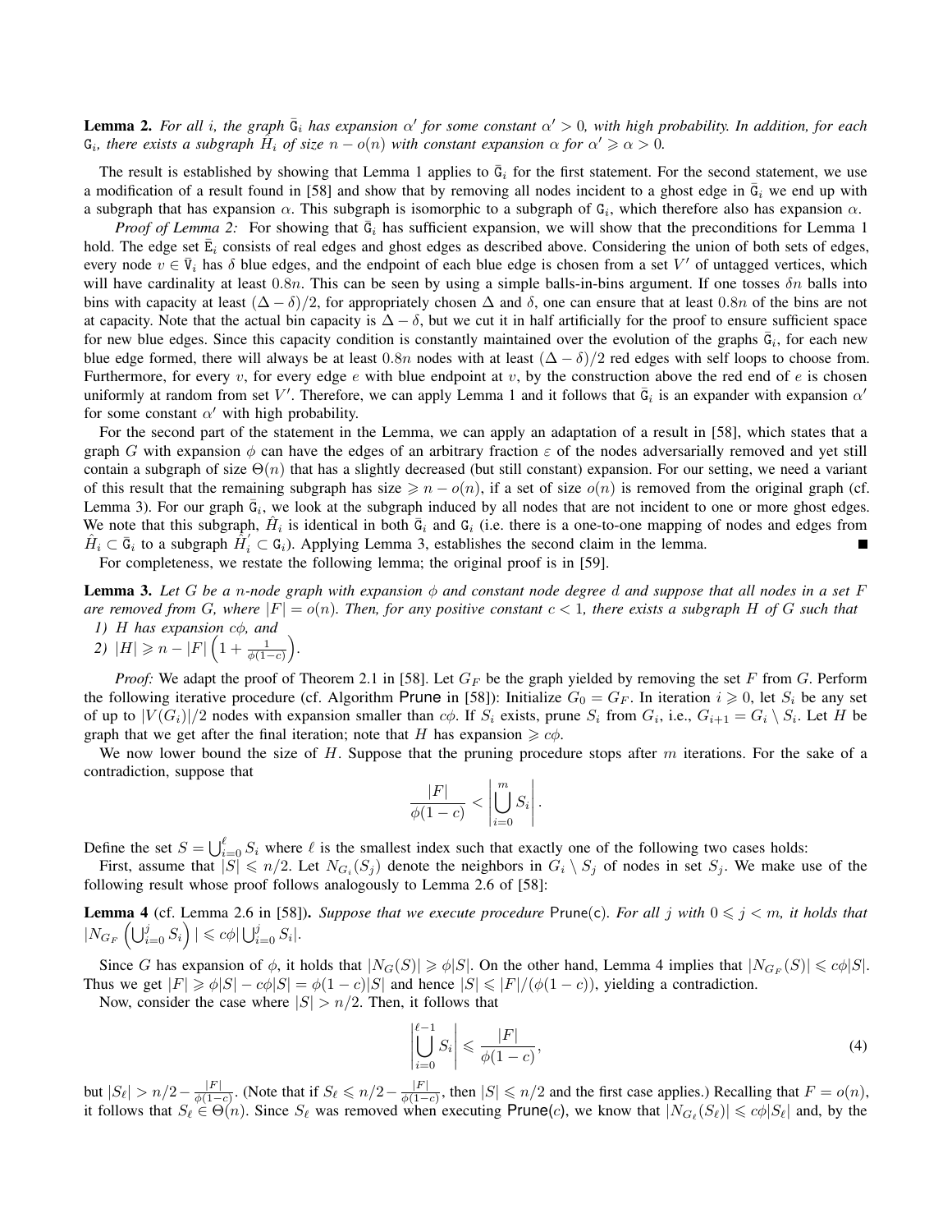**Lemma 2.** *For all $i$, the graph $\bar{\mathtt{G}}_i$ has expansion $\alpha'$ for some constant $\alpha' > 0$, with high probability. In addition, for each $\mathtt{G}_i$, there exists a subgraph $\hat{H}_i$ of size $n - o(n)$ with constant expansion $\alpha$ for $\alpha' \geqslant \alpha > 0$.*

The result is established by showing that Lemma 1 applies to $\bar{\mathtt{G}}_i$ for the first statement. For the second statement, we use a modification of a result found in [58] and show that by removing all nodes incident to a ghost edge in $\bar{\mathtt{G}}_i$ we end up with a subgraph that has expansion $\alpha$. This subgraph is isomorphic to a subgraph of $\mathtt{G}_i$, which therefore also has expansion $\alpha$.

*Proof of Lemma 2:* For showing that $\bar{\mathtt{G}}_i$ has sufficient expansion, we will show that the preconditions for Lemma 1 hold. The edge set $\bar{\mathtt{E}}_i$ consists of real edges and ghost edges as described above. Considering the union of both sets of edges, every node $v \in \bar{\mathtt{V}}_i$ has $\delta$ blue edges, and the endpoint of each blue edge is chosen from a set $V'$ of untagged vertices, which will have cardinality at least $0.8n$. This can be seen by using a simple balls-in-bins argument. If one tosses $\delta n$ balls into bins with capacity at least $(\Delta - \delta)/2$, for appropriately chosen $\Delta$ and $\delta$, one can ensure that at least $0.8n$ of the bins are not at capacity. Note that the actual bin capacity is $\Delta - \delta$, but we cut it in half artificially for the proof to ensure sufficient space for new blue edges. Since this capacity condition is constantly maintained over the evolution of the graphs $\bar{\mathtt{G}}_i$, for each new blue edge formed, there will always be at least $0.8n$ nodes with at least $(\Delta - \delta)/2$ red edges with self loops to choose from. Furthermore, for every $v$, for every edge $e$ with blue endpoint at $v$, by the construction above the red end of $e$ is chosen uniformly at random from set $V'$. Therefore, we can apply Lemma 1 and it follows that $\bar{\mathtt{G}}_i$ is an expander with expansion $\alpha'$ for some constant $\alpha'$ with high probability.

For the second part of the statement in the Lemma, we can apply an adaptation of a result in [58], which states that a graph $G$ with expansion $\phi$ can have the edges of an arbitrary fraction $\varepsilon$ of the nodes adversarially removed and yet still contain a subgraph of size $\Theta(n)$ that has a slightly decreased (but still constant) expansion. For our setting, we need a variant of this result that the remaining subgraph has size $\geqslant n - o(n)$, if a set of size $o(n)$ is removed from the original graph (cf. Lemma 3). For our graph $\bar{\mathtt{G}}_i$, we look at the subgraph induced by all nodes that are not incident to one or more ghost edges. We note that this subgraph, $\hat{H}_i$ is identical in both $\bar{\mathtt{G}}_i$ and $\mathtt{G}_i$ (i.e. there is a one-to-one mapping of nodes and edges from $\hat{H}_i \subset \bar{\mathtt{G}}_i$ to a subgraph $\hat{H}_i' \subset \mathtt{G}_i$). Applying Lemma 3, establishes the second claim in the lemma. ∎

For completeness, we restate the following lemma; the original proof is in [59].

**Lemma 3.** *Let $G$ be a $n$-node graph with expansion $\phi$ and constant node degree $d$ and suppose that all nodes in a set $F$ are removed from $G$, where $|F| = o(n)$. Then, for any positive constant $c < 1$, there exists a subgraph $H$ of $G$ such that*

1) *$H$ has expansion $c\phi$, and*
2) *$|H| \geqslant n - |F|\left(1 + \frac{1}{\phi(1-c)}\right)$.*

*Proof:* We adapt the proof of Theorem 2.1 in [58]. Let $G_F$ be the graph yielded by removing the set $F$ from $G$. Perform the following iterative procedure (cf. Algorithm Prune in [58]): Initialize $G_0 = G_F$. In iteration $i \geqslant 0$, let $S_i$ be any set of up to $|V(G_i)|/2$ nodes with expansion smaller than $c\phi$. If $S_i$ exists, prune $S_i$ from $G_i$, i.e., $G_{i+1} = G_i \setminus S_i$. Let $H$ be graph that we get after the final iteration; note that $H$ has expansion $\geqslant c\phi$.

We now lower bound the size of $H$. Suppose that the pruning procedure stops after $m$ iterations. For the sake of a contradiction, suppose that

$$\frac{|F|}{\phi(1-c)} < \left|\bigcup_{i=0}^{m} S_i\right|.$$

Define the set $S = \bigcup_{i=0}^{\ell} S_i$ where $\ell$ is the smallest index such that exactly one of the following two cases holds:

First, assume that $|S| \leqslant n/2$. Let $N_{G_i}(S_j)$ denote the neighbors in $G_i \setminus S_j$ of nodes in set $S_j$. We make use of the following result whose proof follows analogously to Lemma 2.6 of [58]:

**Lemma 4** (cf. Lemma 2.6 in [58])**.** *Suppose that we execute procedure Prune(c). For all $j$ with $0 \leqslant j < m$, it holds that $|N_{G_F}\left(\bigcup_{i=0}^{j} S_i\right)| \leqslant c\phi |\bigcup_{i=0}^{j} S_i|$.*

Since $G$ has expansion of $\phi$, it holds that $|N_G(S)| \geqslant \phi|S|$. On the other hand, Lemma 4 implies that $|N_{G_F}(S)| \leqslant c\phi|S|$. Thus we get $|F| \geqslant \phi|S| - c\phi|S| = \phi(1-c)|S|$ and hence $|S| \leqslant |F|/(\phi(1-c))$, yielding a contradiction.

Now, consider the case where $|S| > n/2$. Then, it follows that

$$\left|\bigcup_{i=0}^{\ell-1} S_i\right| \leqslant \frac{|F|}{\phi(1-c)}, \tag{4}$$

but $|S_\ell| > n/2 - \frac{|F|}{\phi(1-c)}$. (Note that if $S_\ell \leqslant n/2 - \frac{|F|}{\phi(1-c)}$, then $|S| \leqslant n/2$ and the first case applies.) Recalling that $F = o(n)$, it follows that $S_\ell \in \Theta(n)$. Since $S_\ell$ was removed when executing Prune(c), we know that $|N_{G_\ell}(S_\ell)| \leqslant c\phi|S_\ell|$ and, by the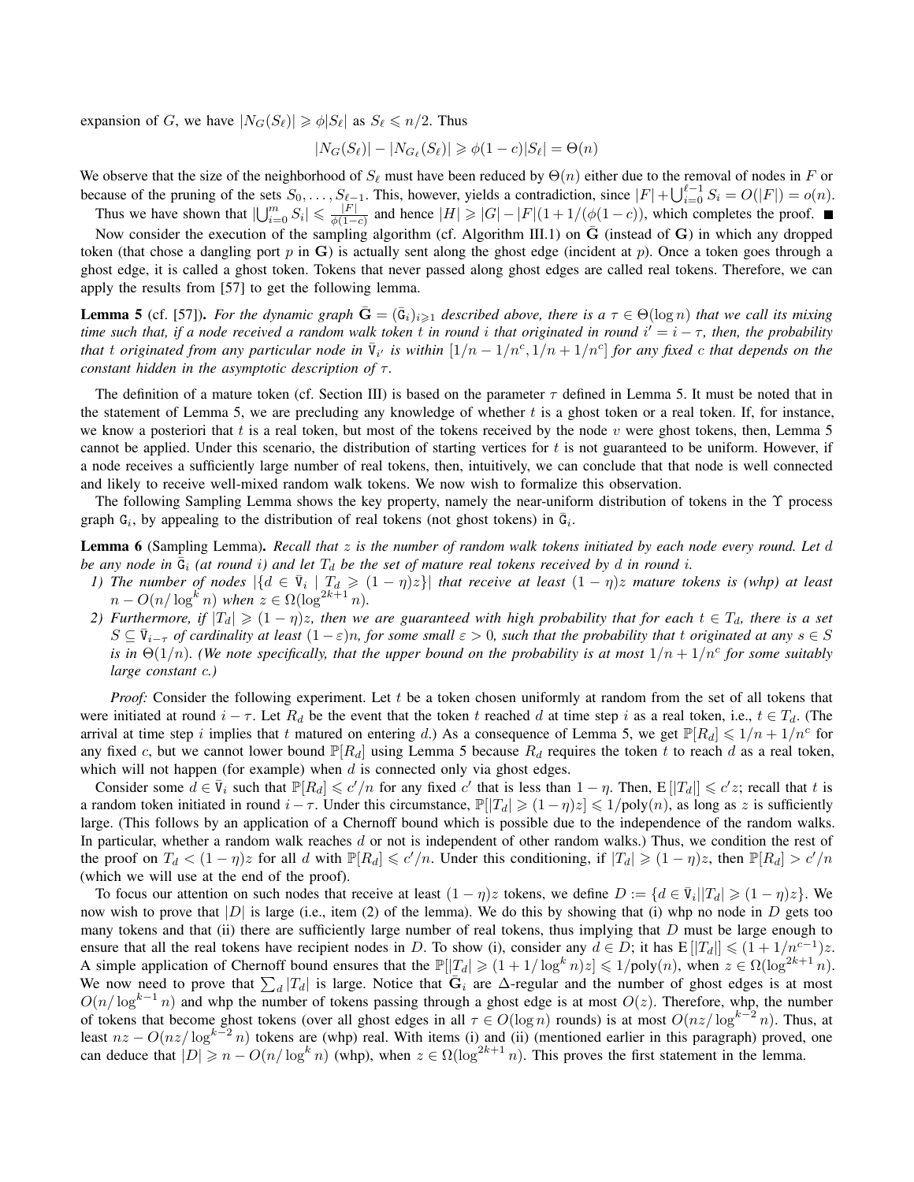expansion of $G$, we have $|N_G(S_\ell)| \geqslant \phi|S_\ell|$ as $S_\ell \leqslant n/2$. Thus

$$|N_G(S_\ell)| - |N_{G_\ell}(S_\ell)| \geqslant \phi(1-c)|S_\ell| = \Theta(n)$$

We observe that the size of the neighborhood of $S_\ell$ must have been reduced by $\Theta(n)$ either due to the removal of nodes in $F$ or because of the pruning of the sets $S_0, \ldots, S_{\ell-1}$. This, however, yields a contradiction, since $|F| + \bigcup_{i=0}^{\ell-1} S_i = O(|F|) = o(n)$.

Thus we have shown that $|\bigcup_{i=0}^{m} S_i| \leqslant \frac{|F|}{\phi(1-c)}$ and hence $|H| \geqslant |G| - |F|(1 + 1/(\phi(1-c))$, which completes the proof. ■

Now consider the execution of the sampling algorithm (cf. Algorithm III.1) on $\bar{\mathbf{G}}$ (instead of $\mathbf{G}$) in which any dropped token (that chose a dangling port $p$ in $\mathbf{G}$) is actually sent along the ghost edge (incident at $p$). Once a token goes through a ghost edge, it is called a ghost token. Tokens that never passed along ghost edges are called real tokens. Therefore, we can apply the results from [57] to get the following lemma.

**Lemma 5** (cf. [57]). *For the dynamic graph $\bar{\mathbf{G}} = (\bar{\mathtt{G}}_i)_{i\geqslant 1}$ described above, there is a $\tau \in \Theta(\log n)$ that we call its mixing time such that, if a node received a random walk token $t$ in round $i$ that originated in round $i' = i - \tau$, then, the probability that $t$ originated from any particular node in $\bar{\mathtt{V}}_{i'}$ is within $[1/n - 1/n^c, 1/n + 1/n^c]$ for any fixed $c$ that depends on the constant hidden in the asymptotic description of $\tau$.*

The definition of a mature token (cf. Section III) is based on the parameter $\tau$ defined in Lemma 5. It must be noted that in the statement of Lemma 5, we are precluding any knowledge of whether $t$ is a ghost token or a real token. If, for instance, we know a posteriori that $t$ is a real token, but most of the tokens received by the node $v$ were ghost tokens, then, Lemma 5 cannot be applied. Under this scenario, the distribution of starting vertices for $t$ is not guaranteed to be uniform. However, if a node receives a sufficiently large number of real tokens, then, intuitively, we can conclude that that node is well connected and likely to receive well-mixed random walk tokens. We now wish to formalize this observation.

The following Sampling Lemma shows the key property, namely the near-uniform distribution of tokens in the $\Upsilon$ process graph $\mathtt{G}_i$, by appealing to the distribution of real tokens (not ghost tokens) in $\bar{\mathtt{G}}_i$.

**Lemma 6** (Sampling Lemma). *Recall that $z$ is the number of random walk tokens initiated by each node every round. Let $d$ be any node in $\bar{\mathtt{G}}_i$ (at round $i$) and let $T_d$ be the set of mature real tokens received by $d$ in round $i$.*

1. *The number of nodes $|\{d \in \bar{\mathtt{V}}_i \mid T_d \geqslant (1-\eta)z\}|$ that receive at least $(1-\eta)z$ mature tokens is (whp) at least $n - O(n/\log^k n)$ when $z \in \Omega(\log^{2k+1} n)$.*
2. *Furthermore, if $|T_d| \geqslant (1-\eta)z$, then we are guaranteed with high probability that for each $t \in T_d$, there is a set $S \subseteq \bar{\mathtt{V}}_{i-\tau}$ of cardinality at least $(1-\varepsilon)n$, for some small $\varepsilon > 0$, such that the probability that $t$ originated at any $s \in S$ is in $\Theta(1/n)$. (We note specifically, that the upper bound on the probability is at most $1/n + 1/n^c$ for some suitably large constant $c$.)*

*Proof:* Consider the following experiment. Let $t$ be a token chosen uniformly at random from the set of all tokens that were initiated at round $i - \tau$. Let $R_d$ be the event that the token $t$ reached $d$ at time step $i$ as a real token, i.e., $t \in T_d$. (The arrival at time step $i$ implies that $t$ matured on entering $d$.) As a consequence of Lemma 5, we get $\mathbb{P}[R_d] \leqslant 1/n + 1/n^c$ for any fixed $c$, but we cannot lower bound $\mathbb{P}[R_d]$ using Lemma 5 because $R_d$ requires the token $t$ to reach $d$ as a real token, which will not happen (for example) when $d$ is connected only via ghost edges.

Consider some $d \in \bar{\mathtt{V}}_i$ such that $\mathbb{P}[R_d] \leqslant c'/n$ for any fixed $c'$ that is less than $1 - \eta$. Then, $\mathrm{E}[|T_d|] \leqslant c'z$; recall that $t$ is a random token initiated in round $i - \tau$. Under this circumstance, $\mathbb{P}[|T_d| \geqslant (1-\eta)z] \leqslant 1/\mathrm{poly}(n)$, as long as $z$ is sufficiently large. (This follows by an application of a Chernoff bound which is possible due to the independence of the random walks. In particular, whether a random walk reaches $d$ or not is independent of other random walks.) Thus, we condition the rest of the proof on $T_d < (1-\eta)z$ for all $d$ with $\mathbb{P}[R_d] \leqslant c'/n$. Under this conditioning, if $|T_d| \geqslant (1-\eta)z$, then $\mathbb{P}[R_d] > c'/n$ (which we will use at the end of the proof).

To focus our attention on such nodes that receive at least $(1-\eta)z$ tokens, we define $D := \{d \in \bar{\mathtt{V}}_i \,||T_d| \geqslant (1-\eta)z\}$. We now wish to prove that $|D|$ is large (i.e., item (2) of the lemma). We do this by showing that (i) whp no node in $D$ gets too many tokens and that (ii) there are sufficiently large number of real tokens, thus implying that $D$ must be large enough to ensure that all the real tokens have recipient nodes in $D$. To show (i), consider any $d \in D$; it has $\mathrm{E}[|T_d|] \leqslant (1 + 1/n^{c-1})z$. A simple application of Chernoff bound ensures that the $\mathbb{P}[|T_d| \geqslant (1 + 1/\log^k n)z] \leqslant 1/\mathrm{poly}(n)$, when $z \in \Omega(\log^{2k+1} n)$. We now need to prove that $\sum_d |T_d|$ is large. Notice that $\bar{\mathbf{G}}_i$ are $\Delta$-regular and the number of ghost edges is at most $O(n/\log^{k-1} n)$ and whp the number of tokens passing through a ghost edge is at most $O(z)$. Therefore, whp, the number of tokens that become ghost tokens (over all ghost edges in all $\tau \in O(\log n)$ rounds) is at most $O(nz/\log^{k-2} n)$. Thus, at least $nz - O(nz/\log^{k-2} n)$ tokens are (whp) real. With items (i) and (ii) (mentioned earlier in this paragraph) proved, one can deduce that $|D| \geqslant n - O(n/\log^k n)$ (whp), when $z \in \Omega(\log^{2k+1} n)$. This proves the first statement in the lemma.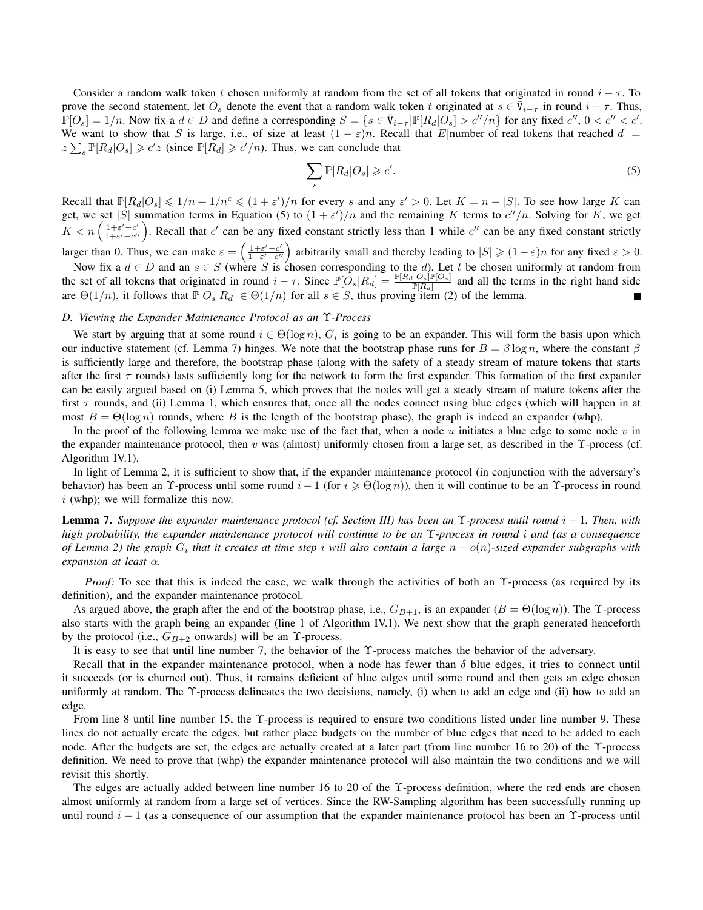Consider a random walk token $t$ chosen uniformly at random from the set of all tokens that originated in round $i-\tau$. To prove the second statement, let $O_s$ denote the event that a random walk token $t$ originated at $s \in \bar{\mathtt{V}}_{i-\tau}$ in round $i-\tau$. Thus, $\mathbb{P}[O_s] = 1/n$. Now fix a $d \in D$ and define a corresponding $S = \{s \in \bar{\mathtt{V}}_{i-\tau} | \mathbb{P}[R_d|O_s] > c''/n\}$ for any fixed $c''$, $0 < c'' < c'$. We want to show that $S$ is large, i.e., of size at least $(1-\varepsilon)n$. Recall that $E[\text{number of real tokens that reached } d] = z \sum_s \mathbb{P}[R_d|O_s] \geqslant c'z$ (since $\mathbb{P}[R_d] \geqslant c'/n$). Thus, we can conclude that

$$\sum_s \mathbb{P}[R_d|O_s] \geqslant c'. \tag{5}$$

Recall that $\mathbb{P}[R_d|O_s] \leqslant 1/n + 1/n^c \leqslant (1+\varepsilon')/n$ for every $s$ and any $\varepsilon' > 0$. Let $K = n - |S|$. To see how large $K$ can get, we set $|S|$ summation terms in Equation (5) to $(1+\varepsilon')/n$ and the remaining $K$ terms to $c''/n$. Solving for $K$, we get $K < n\left(\frac{1+\varepsilon'-c'}{1+\varepsilon'-c''}\right)$. Recall that $c'$ can be any fixed constant strictly less than 1 while $c''$ can be any fixed constant strictly larger than 0. Thus, we can make $\varepsilon = \left(\frac{1+\varepsilon'-c'}{1+\varepsilon'-c''}\right)$ arbitrarily small and thereby leading to $|S| \geqslant (1-\varepsilon)n$ for any fixed $\varepsilon > 0$.

Now fix a $d \in D$ and an $s \in S$ (where $S$ is chosen corresponding to the $d$). Let $t$ be chosen uniformly at random from the set of all tokens that originated in round $i-\tau$. Since $\mathbb{P}[O_s|R_d] = \frac{\mathbb{P}[R_d|O_s]\mathbb{P}[O_s]}{\mathbb{P}[R_d]}$ and all the terms in the right hand side are $\Theta(1/n)$, it follows that $\mathbb{P}[O_s|R_d] \in \Theta(1/n)$ for all $s \in S$, thus proving item (2) of the lemma. ∎

### D. Viewing the Expander Maintenance Protocol as an $\Upsilon$-Process

We start by arguing that at some round $i \in \Theta(\log n)$, $G_i$ is going to be an expander. This will form the basis upon which our inductive statement (cf. Lemma 7) hinges. We note that the bootstrap phase runs for $B = \beta \log n$, where the constant $\beta$ is sufficiently large and therefore, the bootstrap phase (along with the safety of a steady stream of mature tokens that starts after the first $\tau$ rounds) lasts sufficiently long for the network to form the first expander. This formation of the first expander can be easily argued based on (i) Lemma 5, which proves that the nodes will get a steady stream of mature tokens after the first $\tau$ rounds, and (ii) Lemma 1, which ensures that, once all the nodes connect using blue edges (which will happen in at most $B = \Theta(\log n)$ rounds, where $B$ is the length of the bootstrap phase), the graph is indeed an expander (whp).

In the proof of the following lemma we make use of the fact that, when a node $u$ initiates a blue edge to some node $v$ in the expander maintenance protocol, then $v$ was (almost) uniformly chosen from a large set, as described in the $\Upsilon$-process (cf. Algorithm IV.1).

In light of Lemma 2, it is sufficient to show that, if the expander maintenance protocol (in conjunction with the adversary's behavior) has been an $\Upsilon$-process until some round $i-1$ (for $i \geqslant \Theta(\log n)$), then it will continue to be an $\Upsilon$-process in round $i$ (whp); we will formalize this now.

**Lemma 7.** *Suppose the expander maintenance protocol (cf. Section III) has been an $\Upsilon$-process until round $i-1$. Then, with high probability, the expander maintenance protocol will continue to be an $\Upsilon$-process in round $i$ and (as a consequence of Lemma 2) the graph $G_i$ that it creates at time step $i$ will also contain a large $n - o(n)$-sized expander subgraphs with expansion at least $\alpha$.*

*Proof:* To see that this is indeed the case, we walk through the activities of both an $\Upsilon$-process (as required by its definition), and the expander maintenance protocol.

As argued above, the graph after the end of the bootstrap phase, i.e., $G_{B+1}$, is an expander ($B = \Theta(\log n)$). The $\Upsilon$-process also starts with the graph being an expander (line 1 of Algorithm IV.1). We next show that the graph generated henceforth by the protocol (i.e., $G_{B+2}$ onwards) will be an $\Upsilon$-process.

It is easy to see that until line number 7, the behavior of the $\Upsilon$-process matches the behavior of the adversary.

Recall that in the expander maintenance protocol, when a node has fewer than $\delta$ blue edges, it tries to connect until it succeeds (or is churned out). Thus, it remains deficient of blue edges until some round and then gets an edge chosen uniformly at random. The $\Upsilon$-process delineates the two decisions, namely, (i) when to add an edge and (ii) how to add an edge.

From line 8 until line number 15, the $\Upsilon$-process is required to ensure two conditions listed under line number 9. These lines do not actually create the edges, but rather place budgets on the number of blue edges that need to be added to each node. After the budgets are set, the edges are actually created at a later part (from line number 16 to 20) of the $\Upsilon$-process definition. We need to prove that (whp) the expander maintenance protocol will also maintain the two conditions and we will revisit this shortly.

The edges are actually added between line number 16 to 20 of the $\Upsilon$-process definition, where the red ends are chosen almost uniformly at random from a large set of vertices. Since the RW-Sampling algorithm has been successfully running up until round $i-1$ (as a consequence of our assumption that the expander maintenance protocol has been an $\Upsilon$-process until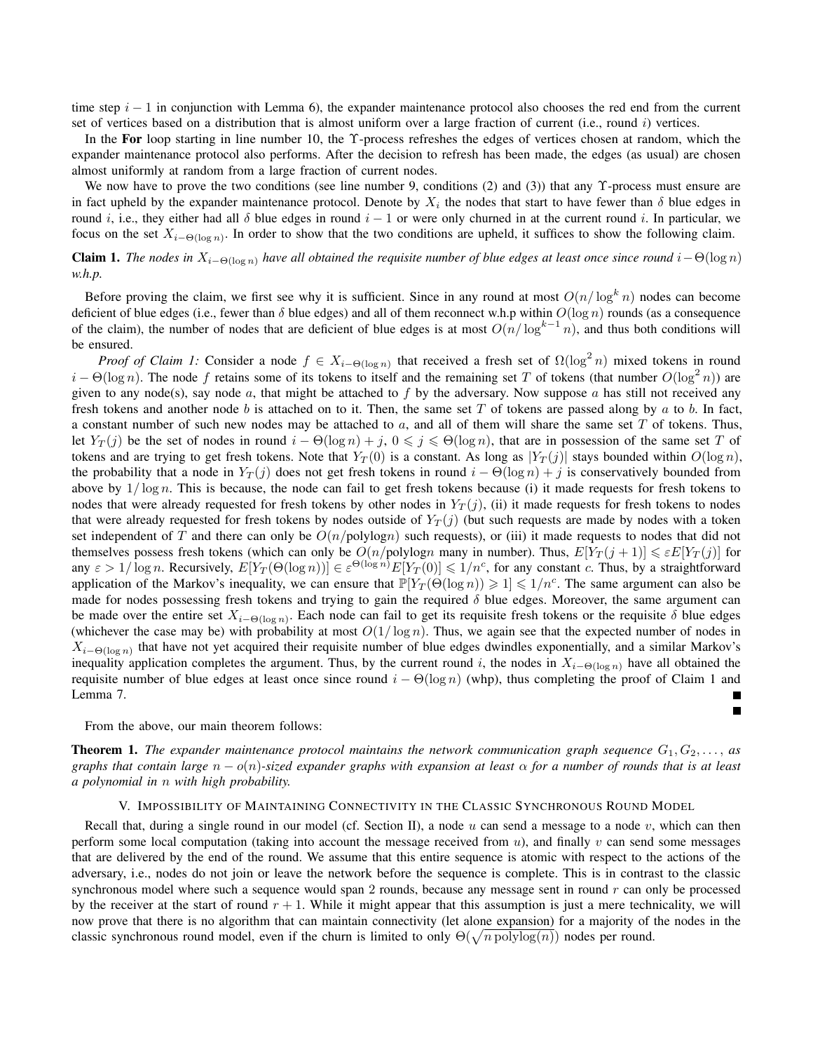time step $i-1$ in conjunction with Lemma 6), the expander maintenance protocol also chooses the red end from the current set of vertices based on a distribution that is almost uniform over a large fraction of current (i.e., round $i$) vertices.

In the **For** loop starting in line number 10, the $\Upsilon$-process refreshes the edges of vertices chosen at random, which the expander maintenance protocol also performs. After the decision to refresh has been made, the edges (as usual) are chosen almost uniformly at random from a large fraction of current nodes.

We now have to prove the two conditions (see line number 9, conditions (2) and (3)) that any $\Upsilon$-process must ensure are in fact upheld by the expander maintenance protocol. Denote by $X_i$ the nodes that start to have fewer than $\delta$ blue edges in round $i$, i.e., they either had all $\delta$ blue edges in round $i-1$ or were only churned in at the current round $i$. In particular, we focus on the set $X_{i-\Theta(\log n)}$. In order to show that the two conditions are upheld, it suffices to show the following claim.

**Claim 1.** *The nodes in $X_{i-\Theta(\log n)}$ have all obtained the requisite number of blue edges at least once since round $i-\Theta(\log n)$ w.h.p.*

Before proving the claim, we first see why it is sufficient. Since in any round at most $O(n/\log^k n)$ nodes can become deficient of blue edges (i.e., fewer than $\delta$ blue edges) and all of them reconnect w.h.p within $O(\log n)$ rounds (as a consequence of the claim), the number of nodes that are deficient of blue edges is at most $O(n/\log^{k-1} n)$, and thus both conditions will be ensured.

*Proof of Claim 1:* Consider a node $f \in X_{i-\Theta(\log n)}$ that received a fresh set of $\Omega(\log^2 n)$ mixed tokens in round $i-\Theta(\log n)$. The node $f$ retains some of its tokens to itself and the remaining set $T$ of tokens (that number $O(\log^2 n)$) are given to any node(s), say node $a$, that might be attached to $f$ by the adversary. Now suppose $a$ has still not received any fresh tokens and another node $b$ is attached on to it. Then, the same set $T$ of tokens are passed along by $a$ to $b$. In fact, a constant number of such new nodes may be attached to $a$, and all of them will share the same set $T$ of tokens. Thus, let $Y_T(j)$ be the set of nodes in round $i-\Theta(\log n)+j$, $0 \leqslant j \leqslant \Theta(\log n)$, that are in possession of the same set $T$ of tokens and are trying to get fresh tokens. Note that $Y_T(0)$ is a constant. As long as $|Y_T(j)|$ stays bounded within $O(\log n)$, the probability that a node in $Y_T(j)$ does not get fresh tokens in round $i-\Theta(\log n)+j$ is conservatively bounded from above by $1/\log n$. This is because, the node can fail to get fresh tokens because (i) it made requests for fresh tokens to nodes that were already requested for fresh tokens by other nodes in $Y_T(j)$, (ii) it made requests for fresh tokens to nodes that were already requested for fresh tokens by nodes outside of $Y_T(j)$ (but such requests are made by nodes with a token set independent of $T$ and there can only be $O(n/\text{polylog}n)$ such requests), or (iii) it made requests to nodes that did not themselves possess fresh tokens (which can only be $O(n/\text{polylog}n$ many in number). Thus, $E[Y_T(j+1)] \leqslant \varepsilon E[Y_T(j)]$ for any $\varepsilon > 1/\log n$. Recursively, $E[Y_T(\Theta(\log n))] \in \varepsilon^{\Theta(\log n)} E[Y_T(0)] \leqslant 1/n^c$, for any constant $c$. Thus, by a straightforward application of the Markov's inequality, we can ensure that $\mathbb{P}[Y_T(\Theta(\log n)) \geqslant 1] \leqslant 1/n^c$. The same argument can also be made for nodes possessing fresh tokens and trying to gain the required $\delta$ blue edges. Moreover, the same argument can be made over the entire set $X_{i-\Theta(\log n)}$. Each node can fail to get its requisite fresh tokens or the requisite $\delta$ blue edges (whichever the case may be) with probability at most $O(1/\log n)$. Thus, we again see that the expected number of nodes in $X_{i-\Theta(\log n)}$ that have not yet acquired their requisite number of blue edges dwindles exponentially, and a similar Markov's inequality application completes the argument. Thus, by the current round $i$, the nodes in $X_{i-\Theta(\log n)}$ have all obtained the requisite number of blue edges at least once since round $i-\Theta(\log n)$ (whp), thus completing the proof of Claim 1 and Lemma 7. ∎

∎

From the above, our main theorem follows:

**Theorem 1.** *The expander maintenance protocol maintains the network communication graph sequence $G_1, G_2, \ldots,$ as graphs that contain large $n-o(n)$-sized expander graphs with expansion at least $\alpha$ for a number of rounds that is at least a polynomial in $n$ with high probability.*

## V. Impossibility of Maintaining Connectivity in the Classic Synchronous Round Model

Recall that, during a single round in our model (cf. Section II), a node $u$ can send a message to a node $v$, which can then perform some local computation (taking into account the message received from $u$), and finally $v$ can send some messages that are delivered by the end of the round. We assume that this entire sequence is atomic with respect to the actions of the adversary, i.e., nodes do not join or leave the network before the sequence is complete. This is in contrast to the classic synchronous model where such a sequence would span 2 rounds, because any message sent in round $r$ can only be processed by the receiver at the start of round $r+1$. While it might appear that this assumption is just a mere technicality, we will now prove that there is no algorithm that can maintain connectivity (let alone expansion) for a majority of the nodes in the classic synchronous round model, even if the churn is limited to only $\Theta(\sqrt{n\,\text{polylog}(n)})$ nodes per round.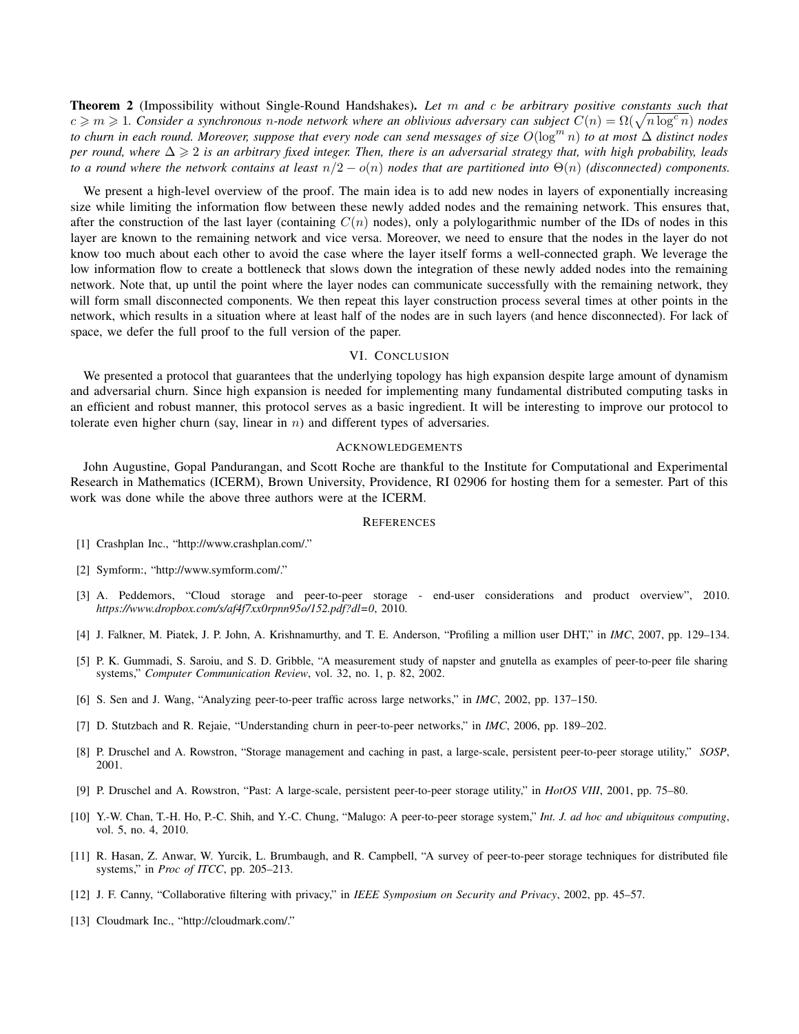**Theorem 2** (Impossibility without Single-Round Handshakes). *Let $m$ and $c$ be arbitrary positive constants such that $c \geqslant m \geqslant 1$. Consider a synchronous $n$-node network where an oblivious adversary can subject $C(n) = \Omega(\sqrt{n \log^c n})$ nodes to churn in each round. Moreover, suppose that every node can send messages of size $O(\log^m n)$ to at most $\Delta$ distinct nodes per round, where $\Delta \geqslant 2$ is an arbitrary fixed integer. Then, there is an adversarial strategy that, with high probability, leads to a round where the network contains at least $n/2 - o(n)$ nodes that are partitioned into $\Theta(n)$ (disconnected) components.*

We present a high-level overview of the proof. The main idea is to add new nodes in layers of exponentially increasing size while limiting the information flow between these newly added nodes and the remaining network. This ensures that, after the construction of the last layer (containing $C(n)$ nodes), only a polylogarithmic number of the IDs of nodes in this layer are known to the remaining network and vice versa. Moreover, we need to ensure that the nodes in the layer do not know too much about each other to avoid the case where the layer itself forms a well-connected graph. We leverage the low information flow to create a bottleneck that slows down the integration of these newly added nodes into the remaining network. Note that, up until the point where the layer nodes can communicate successfully with the remaining network, they will form small disconnected components. We then repeat this layer construction process several times at other points in the network, which results in a situation where at least half of the nodes are in such layers (and hence disconnected). For lack of space, we defer the full proof to the full version of the paper.

## VI. Conclusion

We presented a protocol that guarantees that the underlying topology has high expansion despite large amount of dynamism and adversarial churn. Since high expansion is needed for implementing many fundamental distributed computing tasks in an efficient and robust manner, this protocol serves as a basic ingredient. It will be interesting to improve our protocol to tolerate even higher churn (say, linear in $n$) and different types of adversaries.

## Acknowledgements

John Augustine, Gopal Pandurangan, and Scott Roche are thankful to the Institute for Computational and Experimental Research in Mathematics (ICERM), Brown University, Providence, RI 02906 for hosting them for a semester. Part of this work was done while the above three authors were at the ICERM.

## References

[1] Crashplan Inc., "http://www.crashplan.com/."

[2] Symform:, "http://www.symform.com/."

[3] A. Peddemors, "Cloud storage and peer-to-peer storage - end-user considerations and product overview", 2010. *https://www.dropbox.com/s/af4f7xx0rpnn95o/152.pdf?dl=0*, 2010.

[4] J. Falkner, M. Piatek, J. P. John, A. Krishnamurthy, and T. E. Anderson, "Profiling a million user DHT," in *IMC*, 2007, pp. 129–134.

[5] P. K. Gummadi, S. Saroiu, and S. D. Gribble, "A measurement study of napster and gnutella as examples of peer-to-peer file sharing systems," *Computer Communication Review*, vol. 32, no. 1, p. 82, 2002.

[6] S. Sen and J. Wang, "Analyzing peer-to-peer traffic across large networks," in *IMC*, 2002, pp. 137–150.

[7] D. Stutzbach and R. Rejaie, "Understanding churn in peer-to-peer networks," in *IMC*, 2006, pp. 189–202.

[8] P. Druschel and A. Rowstron, "Storage management and caching in past, a large-scale, persistent peer-to-peer storage utility," *SOSP*, 2001.

[9] P. Druschel and A. Rowstron, "Past: A large-scale, persistent peer-to-peer storage utility," in *HotOS VIII*, 2001, pp. 75–80.

[10] Y.-W. Chan, T.-H. Ho, P.-C. Shih, and Y.-C. Chung, "Malugo: A peer-to-peer storage system," *Int. J. ad hoc and ubiquitous computing*, vol. 5, no. 4, 2010.

[11] R. Hasan, Z. Anwar, W. Yurcik, L. Brumbaugh, and R. Campbell, "A survey of peer-to-peer storage techniques for distributed file systems," in *Proc of ITCC*, pp. 205–213.

[12] J. F. Canny, "Collaborative filtering with privacy," in *IEEE Symposium on Security and Privacy*, 2002, pp. 45–57.

[13] Cloudmark Inc., "http://cloudmark.com/."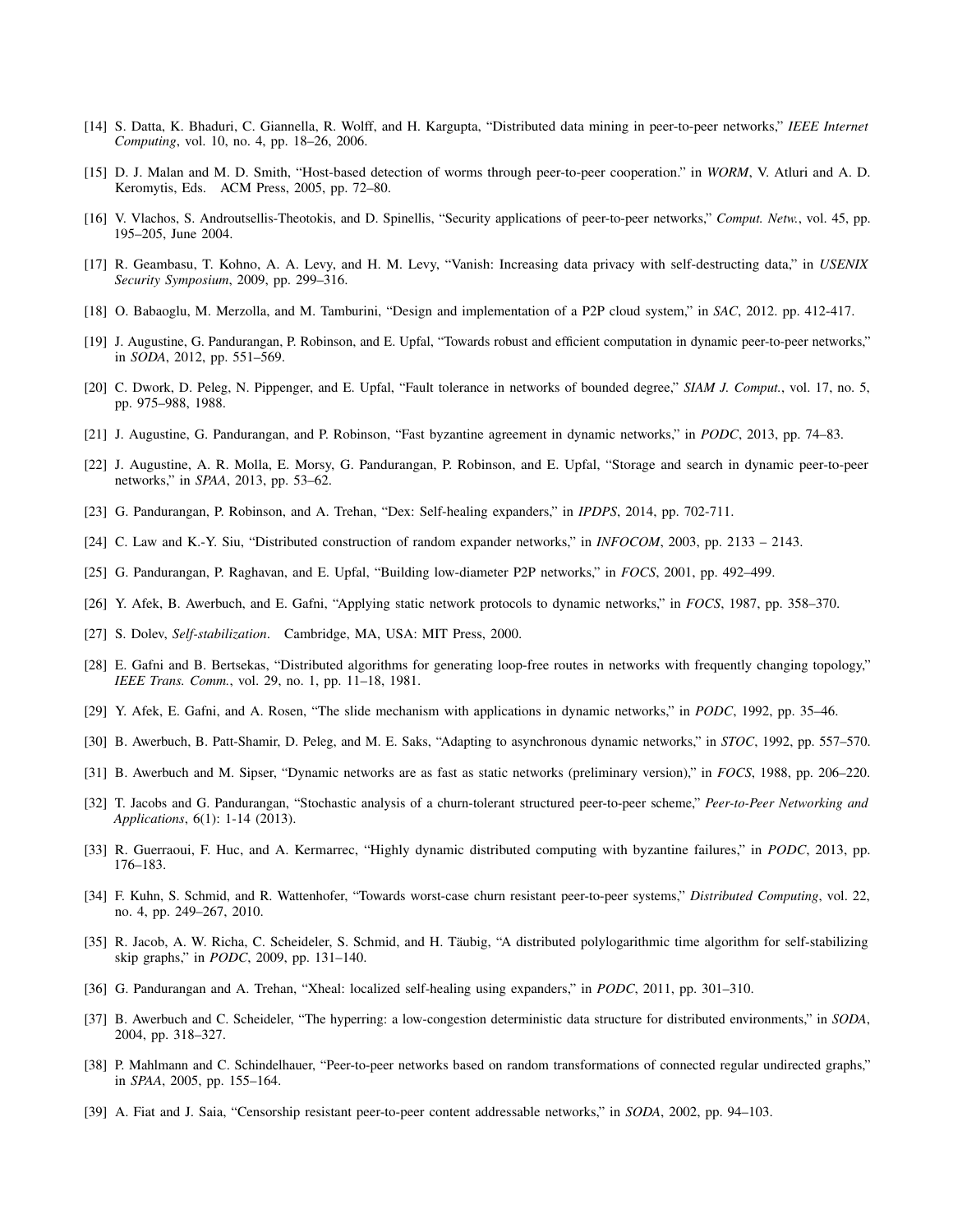[14] S. Datta, K. Bhaduri, C. Giannella, R. Wolff, and H. Kargupta, "Distributed data mining in peer-to-peer networks," *IEEE Internet Computing*, vol. 10, no. 4, pp. 18–26, 2006.

[15] D. J. Malan and M. D. Smith, "Host-based detection of worms through peer-to-peer cooperation." in *WORM*, V. Atluri and A. D. Keromytis, Eds. ACM Press, 2005, pp. 72–80.

[16] V. Vlachos, S. Androutsellis-Theotokis, and D. Spinellis, "Security applications of peer-to-peer networks," *Comput. Netw.*, vol. 45, pp. 195–205, June 2004.

[17] R. Geambasu, T. Kohno, A. A. Levy, and H. M. Levy, "Vanish: Increasing data privacy with self-destructing data," in *USENIX Security Symposium*, 2009, pp. 299–316.

[18] O. Babaoglu, M. Merzolla, and M. Tamburini, "Design and implementation of a P2P cloud system," in *SAC*, 2012. pp. 412-417.

[19] J. Augustine, G. Pandurangan, P. Robinson, and E. Upfal, "Towards robust and efficient computation in dynamic peer-to-peer networks," in *SODA*, 2012, pp. 551–569.

[20] C. Dwork, D. Peleg, N. Pippenger, and E. Upfal, "Fault tolerance in networks of bounded degree," *SIAM J. Comput.*, vol. 17, no. 5, pp. 975–988, 1988.

[21] J. Augustine, G. Pandurangan, and P. Robinson, "Fast byzantine agreement in dynamic networks," in *PODC*, 2013, pp. 74–83.

[22] J. Augustine, A. R. Molla, E. Morsy, G. Pandurangan, P. Robinson, and E. Upfal, "Storage and search in dynamic peer-to-peer networks," in *SPAA*, 2013, pp. 53–62.

[23] G. Pandurangan, P. Robinson, and A. Trehan, "Dex: Self-healing expanders," in *IPDPS*, 2014, pp. 702-711.

[24] C. Law and K.-Y. Siu, "Distributed construction of random expander networks," in *INFOCOM*, 2003, pp. 2133 – 2143.

[25] G. Pandurangan, P. Raghavan, and E. Upfal, "Building low-diameter P2P networks," in *FOCS*, 2001, pp. 492–499.

[26] Y. Afek, B. Awerbuch, and E. Gafni, "Applying static network protocols to dynamic networks," in *FOCS*, 1987, pp. 358–370.

[27] S. Dolev, *Self-stabilization*. Cambridge, MA, USA: MIT Press, 2000.

[28] E. Gafni and B. Bertsekas, "Distributed algorithms for generating loop-free routes in networks with frequently changing topology," *IEEE Trans. Comm.*, vol. 29, no. 1, pp. 11–18, 1981.

[29] Y. Afek, E. Gafni, and A. Rosen, "The slide mechanism with applications in dynamic networks," in *PODC*, 1992, pp. 35–46.

[30] B. Awerbuch, B. Patt-Shamir, D. Peleg, and M. E. Saks, "Adapting to asynchronous dynamic networks," in *STOC*, 1992, pp. 557–570.

[31] B. Awerbuch and M. Sipser, "Dynamic networks are as fast as static networks (preliminary version)," in *FOCS*, 1988, pp. 206–220.

[32] T. Jacobs and G. Pandurangan, "Stochastic analysis of a churn-tolerant structured peer-to-peer scheme," *Peer-to-Peer Networking and Applications*, 6(1): 1-14 (2013).

[33] R. Guerraoui, F. Huc, and A. Kermarrec, "Highly dynamic distributed computing with byzantine failures," in *PODC*, 2013, pp. 176–183.

[34] F. Kuhn, S. Schmid, and R. Wattenhofer, "Towards worst-case churn resistant peer-to-peer systems," *Distributed Computing*, vol. 22, no. 4, pp. 249–267, 2010.

[35] R. Jacob, A. W. Richa, C. Scheideler, S. Schmid, and H. Täubig, "A distributed polylogarithmic time algorithm for self-stabilizing skip graphs," in *PODC*, 2009, pp. 131–140.

[36] G. Pandurangan and A. Trehan, "Xheal: localized self-healing using expanders," in *PODC*, 2011, pp. 301–310.

[37] B. Awerbuch and C. Scheideler, "The hyperring: a low-congestion deterministic data structure for distributed environments," in *SODA*, 2004, pp. 318–327.

[38] P. Mahlmann and C. Schindelhauer, "Peer-to-peer networks based on random transformations of connected regular undirected graphs," in *SPAA*, 2005, pp. 155–164.

[39] A. Fiat and J. Saia, "Censorship resistant peer-to-peer content addressable networks," in *SODA*, 2002, pp. 94–103.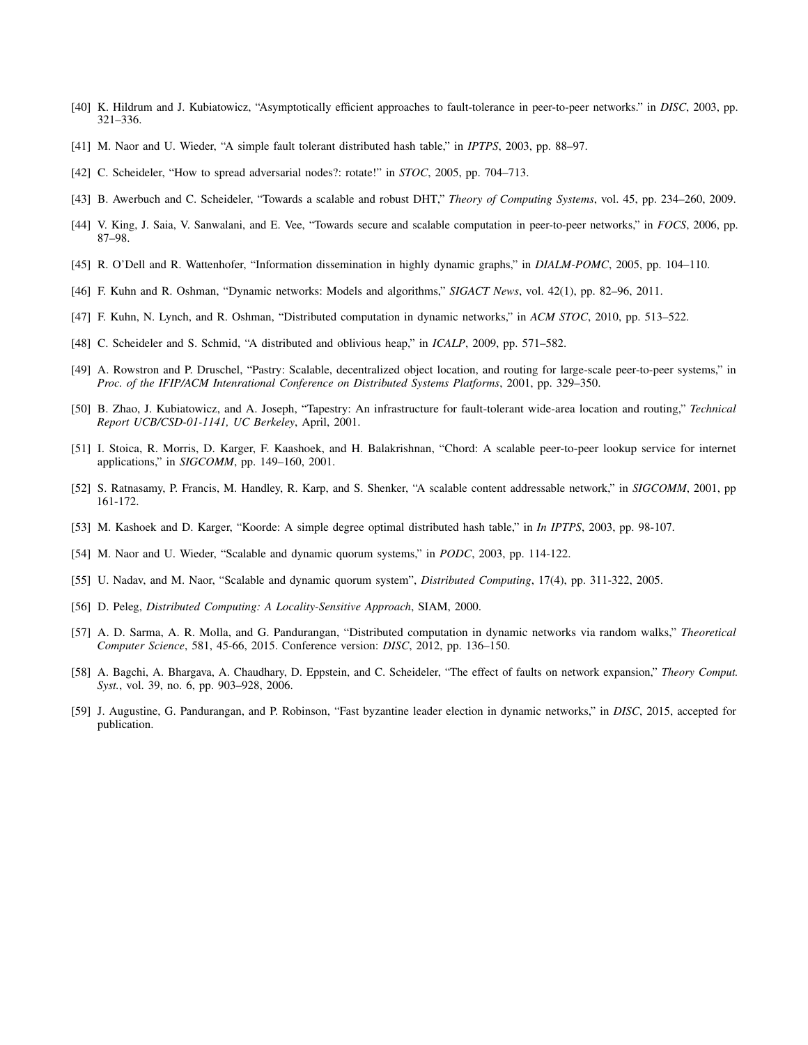[40] K. Hildrum and J. Kubiatowicz, "Asymptotically efficient approaches to fault-tolerance in peer-to-peer networks." in *DISC*, 2003, pp. 321–336.

[41] M. Naor and U. Wieder, "A simple fault tolerant distributed hash table," in *IPTPS*, 2003, pp. 88–97.

[42] C. Scheideler, "How to spread adversarial nodes?: rotate!" in *STOC*, 2005, pp. 704–713.

[43] B. Awerbuch and C. Scheideler, "Towards a scalable and robust DHT," *Theory of Computing Systems*, vol. 45, pp. 234–260, 2009.

[44] V. King, J. Saia, V. Sanwalani, and E. Vee, "Towards secure and scalable computation in peer-to-peer networks," in *FOCS*, 2006, pp. 87–98.

[45] R. O'Dell and R. Wattenhofer, "Information dissemination in highly dynamic graphs," in *DIALM-POMC*, 2005, pp. 104–110.

[46] F. Kuhn and R. Oshman, "Dynamic networks: Models and algorithms," *SIGACT News*, vol. 42(1), pp. 82–96, 2011.

[47] F. Kuhn, N. Lynch, and R. Oshman, "Distributed computation in dynamic networks," in *ACM STOC*, 2010, pp. 513–522.

[48] C. Scheideler and S. Schmid, "A distributed and oblivious heap," in *ICALP*, 2009, pp. 571–582.

[49] A. Rowstron and P. Druschel, "Pastry: Scalable, decentralized object location, and routing for large-scale peer-to-peer systems," in *Proc. of the IFIP/ACM Intenrational Conference on Distributed Systems Platforms*, 2001, pp. 329–350.

[50] B. Zhao, J. Kubiatowicz, and A. Joseph, "Tapestry: An infrastructure for fault-tolerant wide-area location and routing," *Technical Report UCB/CSD-01-1141, UC Berkeley*, April, 2001.

[51] I. Stoica, R. Morris, D. Karger, F. Kaashoek, and H. Balakrishnan, "Chord: A scalable peer-to-peer lookup service for internet applications," in *SIGCOMM*, pp. 149–160, 2001.

[52] S. Ratnasamy, P. Francis, M. Handley, R. Karp, and S. Shenker, "A scalable content addressable network," in *SIGCOMM*, 2001, pp 161-172.

[53] M. Kashoek and D. Karger, "Koorde: A simple degree optimal distributed hash table," in *In IPTPS*, 2003, pp. 98-107.

[54] M. Naor and U. Wieder, "Scalable and dynamic quorum systems," in *PODC*, 2003, pp. 114-122.

[55] U. Nadav, and M. Naor, "Scalable and dynamic quorum system", *Distributed Computing*, 17(4), pp. 311-322, 2005.

[56] D. Peleg, *Distributed Computing: A Locality-Sensitive Approach*, SIAM, 2000.

[57] A. D. Sarma, A. R. Molla, and G. Pandurangan, "Distributed computation in dynamic networks via random walks," *Theoretical Computer Science*, 581, 45-66, 2015. Conference version: *DISC*, 2012, pp. 136–150.

[58] A. Bagchi, A. Bhargava, A. Chaudhary, D. Eppstein, and C. Scheideler, "The effect of faults on network expansion," *Theory Comput. Syst.*, vol. 39, no. 6, pp. 903–928, 2006.

[59] J. Augustine, G. Pandurangan, and P. Robinson, "Fast byzantine leader election in dynamic networks," in *DISC*, 2015, accepted for publication.